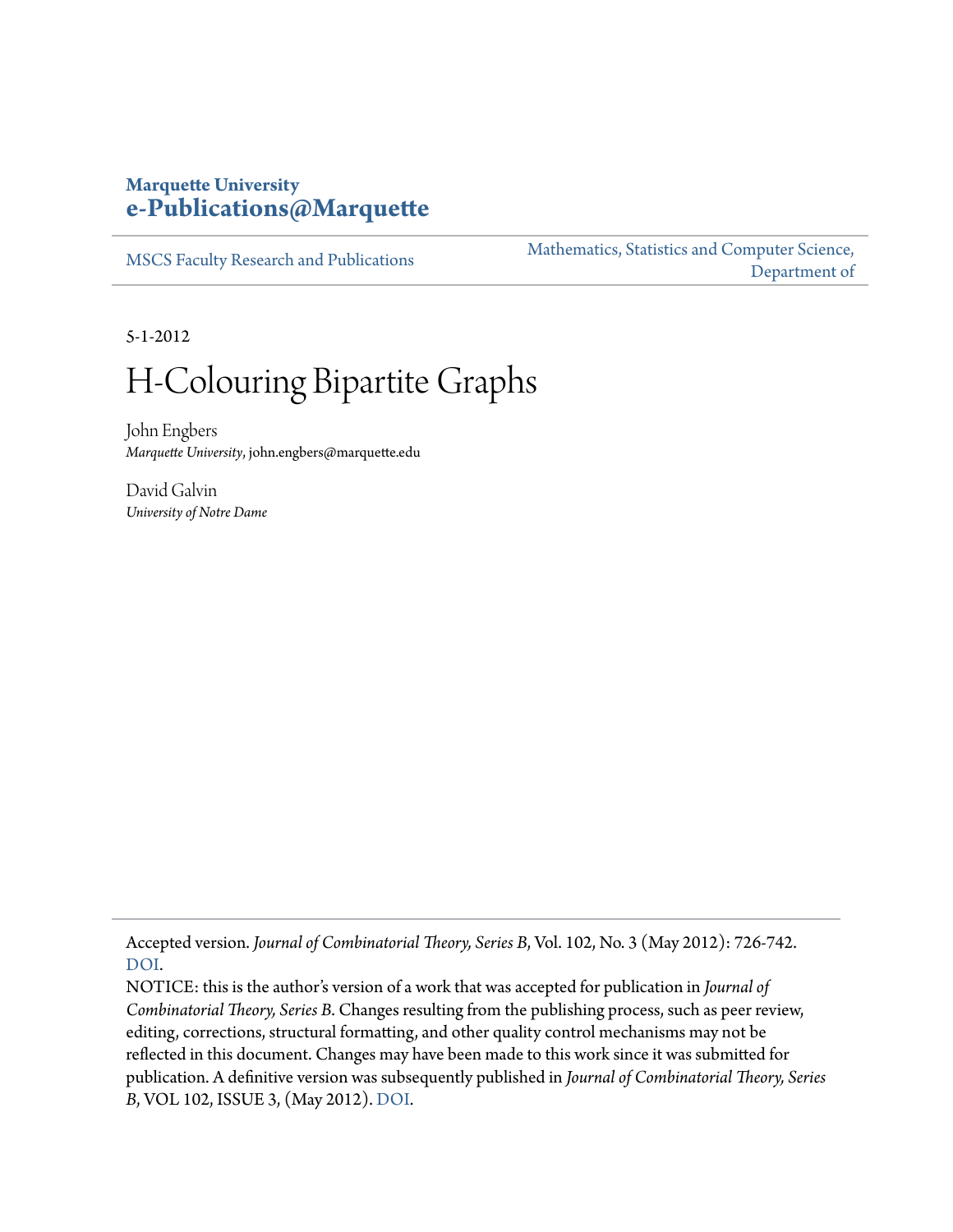**Marquette University**
**e-Publications@Marquette**

MSCS Faculty Research and Publications

Mathematics, Statistics and Computer Science, Department of

5-1-2012

# H-Colouring Bipartite Graphs

John Engbers
*Marquette University*, john.engbers@marquette.edu

David Galvin
*University of Notre Dame*

Accepted version. *Journal of Combinatorial Theory, Series B*, Vol. 102, No. 3 (May 2012): 726-742. DOI.

NOTICE: this is the author's version of a work that was accepted for publication in *Journal of Combinatorial Theory, Series B*. Changes resulting from the publishing process, such as peer review, editing, corrections, structural formatting, and other quality control mechanisms may not be reflected in this document. Changes may have been made to this work since it was submitted for publication. A definitive version was subsequently published in *Journal of Combinatorial Theory, Series B*, VOL 102, ISSUE 3, (May 2012). DOI.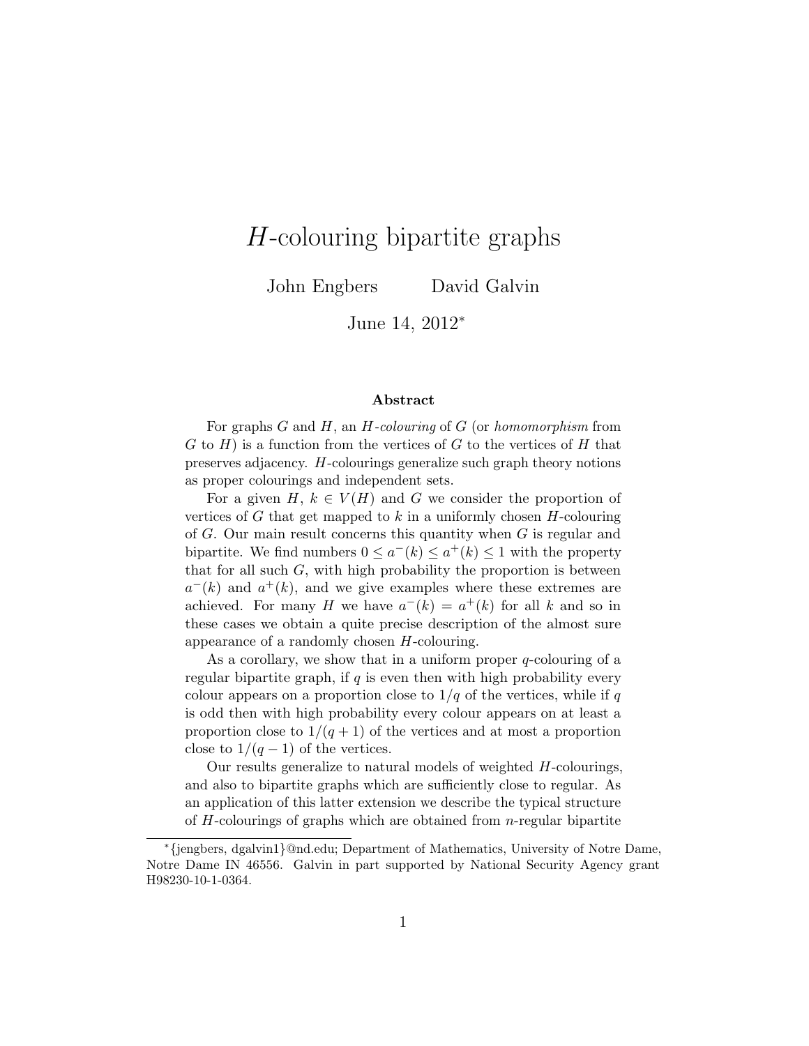# $H$-colouring bipartite graphs

John Engbers David Galvin

June 14, 2012*

### Abstract

For graphs $G$ and $H$, an $H$-*colouring* of $G$ (or *homomorphism* from $G$ to $H$) is a function from the vertices of $G$ to the vertices of $H$ that preserves adjacency. $H$-colourings generalize such graph theory notions as proper colourings and independent sets.

For a given $H$, $k \in V(H)$ and $G$ we consider the proportion of vertices of $G$ that get mapped to $k$ in a uniformly chosen $H$-colouring of $G$. Our main result concerns this quantity when $G$ is regular and bipartite. We find numbers $0 \leq a^-(k) \leq a^+(k) \leq 1$ with the property that for all such $G$, with high probability the proportion is between $a^-(k)$ and $a^+(k)$, and we give examples where these extremes are achieved. For many $H$ we have $a^-(k) = a^+(k)$ for all $k$ and so in these cases we obtain a quite precise description of the almost sure appearance of a randomly chosen $H$-colouring.

As a corollary, we show that in a uniform proper $q$-colouring of a regular bipartite graph, if $q$ is even then with high probability every colour appears on a proportion close to $1/q$ of the vertices, while if $q$ is odd then with high probability every colour appears on at least a proportion close to $1/(q+1)$ of the vertices and at most a proportion close to $1/(q-1)$ of the vertices.

Our results generalize to natural models of weighted $H$-colourings, and also to bipartite graphs which are sufficiently close to regular. As an application of this latter extension we describe the typical structure of $H$-colourings of graphs which are obtained from $n$-regular bipartite

---

*{jengbers, dgalvin1}@nd.edu; Department of Mathematics, University of Notre Dame, Notre Dame IN 46556. Galvin in part supported by National Security Agency grant H98230-10-1-0364.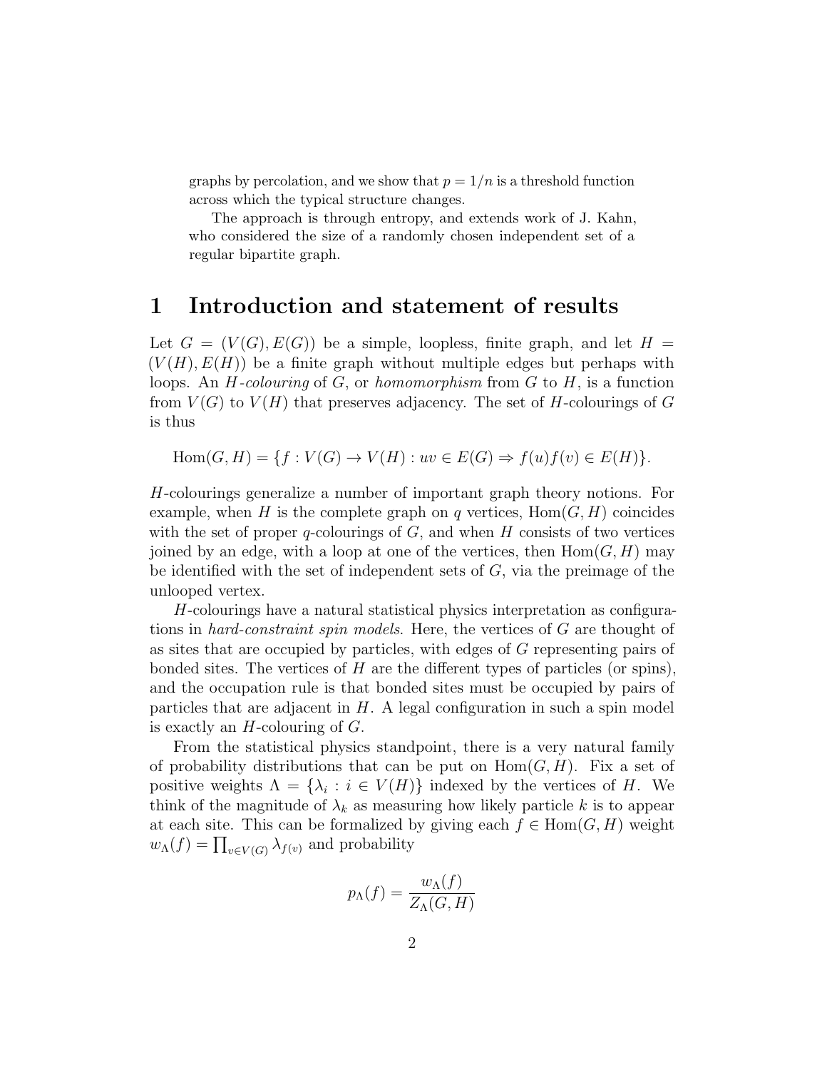graphs by percolation, and we show that $p = 1/n$ is a threshold function across which the typical structure changes.

The approach is through entropy, and extends work of J. Kahn, who considered the size of a randomly chosen independent set of a regular bipartite graph.

# 1 Introduction and statement of results

Let $G = (V(G), E(G))$ be a simple, loopless, finite graph, and let $H = (V(H), E(H))$ be a finite graph without multiple edges but perhaps with loops. An *H-colouring* of $G$, or *homomorphism* from $G$ to $H$, is a function from $V(G)$ to $V(H)$ that preserves adjacency. The set of $H$-colourings of $G$ is thus

$$\mathrm{Hom}(G, H) = \{f : V(G) \to V(H) : uv \in E(G) \Rightarrow f(u)f(v) \in E(H)\}.$$

$H$-colourings generalize a number of important graph theory notions. For example, when $H$ is the complete graph on $q$ vertices, $\mathrm{Hom}(G, H)$ coincides with the set of proper $q$-colourings of $G$, and when $H$ consists of two vertices joined by an edge, with a loop at one of the vertices, then $\mathrm{Hom}(G, H)$ may be identified with the set of independent sets of $G$, via the preimage of the unlooped vertex.

$H$-colourings have a natural statistical physics interpretation as configurations in *hard-constraint spin models*. Here, the vertices of $G$ are thought of as sites that are occupied by particles, with edges of $G$ representing pairs of bonded sites. The vertices of $H$ are the different types of particles (or spins), and the occupation rule is that bonded sites must be occupied by pairs of particles that are adjacent in $H$. A legal configuration in such a spin model is exactly an $H$-colouring of $G$.

From the statistical physics standpoint, there is a very natural family of probability distributions that can be put on $\mathrm{Hom}(G, H)$. Fix a set of positive weights $\Lambda = \{\lambda_i : i \in V(H)\}$ indexed by the vertices of $H$. We think of the magnitude of $\lambda_k$ as measuring how likely particle $k$ is to appear at each site. This can be formalized by giving each $f \in \mathrm{Hom}(G, H)$ weight $w_\Lambda(f) = \prod_{v \in V(G)} \lambda_{f(v)}$ and probability

$$p_\Lambda(f) = \frac{w_\Lambda(f)}{Z_\Lambda(G, H)}$$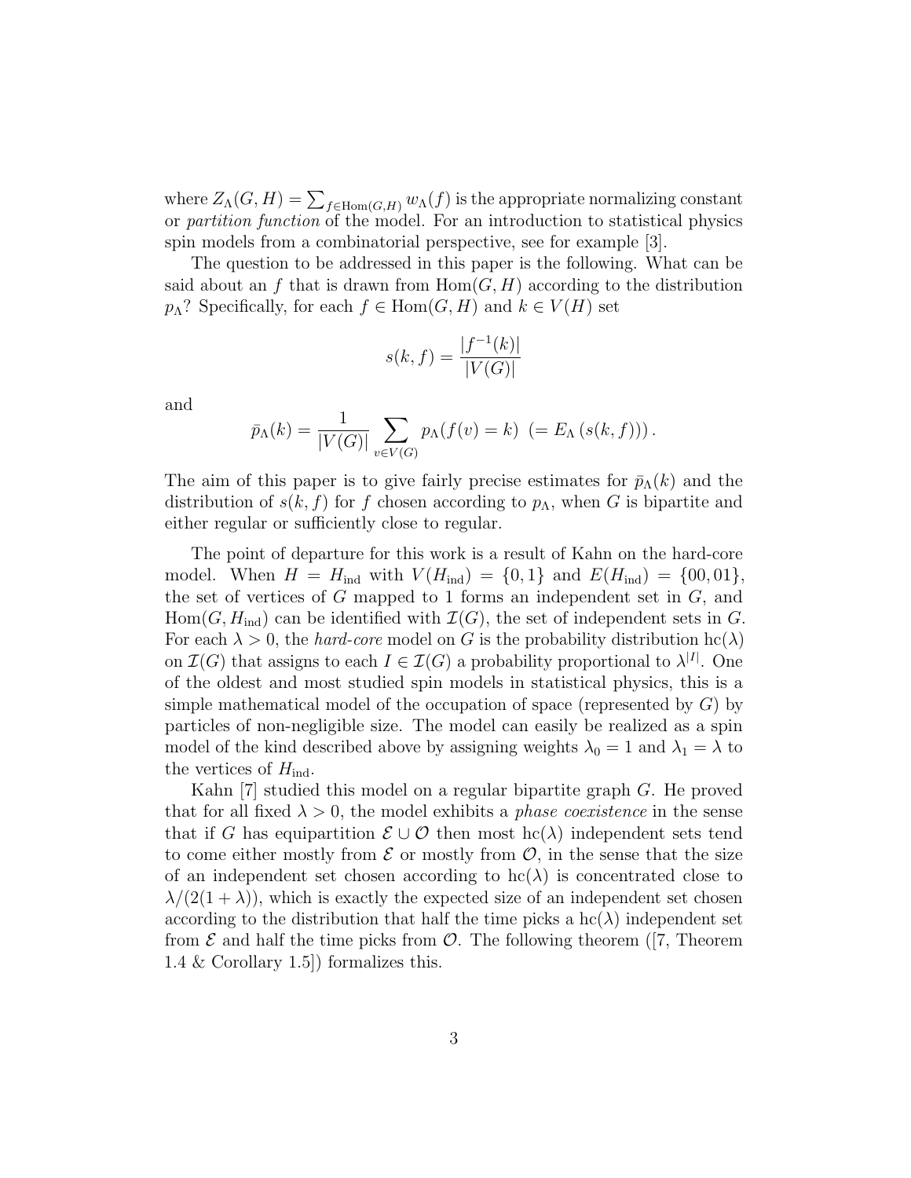where $Z_\Lambda(G,H) = \sum_{f \in \mathrm{Hom}(G,H)} w_\Lambda(f)$ is the appropriate normalizing constant or *partition function* of the model. For an introduction to statistical physics spin models from a combinatorial perspective, see for example [3].

The question to be addressed in this paper is the following. What can be said about an $f$ that is drawn from $\mathrm{Hom}(G,H)$ according to the distribution $p_\Lambda$? Specifically, for each $f \in \mathrm{Hom}(G,H)$ and $k \in V(H)$ set

$$s(k,f) = \frac{|f^{-1}(k)|}{|V(G)|}$$

and

$$\bar{p}_\Lambda(k) = \frac{1}{|V(G)|} \sum_{v \in V(G)} p_\Lambda(f(v) = k) \ \left(= E_\Lambda\left(s(k,f)\right)\right).$$

The aim of this paper is to give fairly precise estimates for $\bar{p}_\Lambda(k)$ and the distribution of $s(k,f)$ for $f$ chosen according to $p_\Lambda$, when $G$ is bipartite and either regular or sufficiently close to regular.

The point of departure for this work is a result of Kahn on the hard-core model. When $H = H_{\mathrm{ind}}$ with $V(H_{\mathrm{ind}}) = \{0,1\}$ and $E(H_{\mathrm{ind}}) = \{00, 01\}$, the set of vertices of $G$ mapped to 1 forms an independent set in $G$, and $\mathrm{Hom}(G, H_{\mathrm{ind}})$ can be identified with $\mathcal{I}(G)$, the set of independent sets in $G$. For each $\lambda > 0$, the *hard-core* model on $G$ is the probability distribution $\mathrm{hc}(\lambda)$ on $\mathcal{I}(G)$ that assigns to each $I \in \mathcal{I}(G)$ a probability proportional to $\lambda^{|I|}$. One of the oldest and most studied spin models in statistical physics, this is a simple mathematical model of the occupation of space (represented by $G$) by particles of non-negligible size. The model can easily be realized as a spin model of the kind described above by assigning weights $\lambda_0 = 1$ and $\lambda_1 = \lambda$ to the vertices of $H_{\mathrm{ind}}$.

Kahn [7] studied this model on a regular bipartite graph $G$. He proved that for all fixed $\lambda > 0$, the model exhibits a *phase coexistence* in the sense that if $G$ has equipartition $\mathcal{E} \cup \mathcal{O}$ then most $\mathrm{hc}(\lambda)$ independent sets tend to come either mostly from $\mathcal{E}$ or mostly from $\mathcal{O}$, in the sense that the size of an independent set chosen according to $\mathrm{hc}(\lambda)$ is concentrated close to $\lambda/(2(1+\lambda))$, which is exactly the expected size of an independent set chosen according to the distribution that half the time picks a $\mathrm{hc}(\lambda)$ independent set from $\mathcal{E}$ and half the time picks from $\mathcal{O}$. The following theorem ([7, Theorem 1.4 & Corollary 1.5]) formalizes this.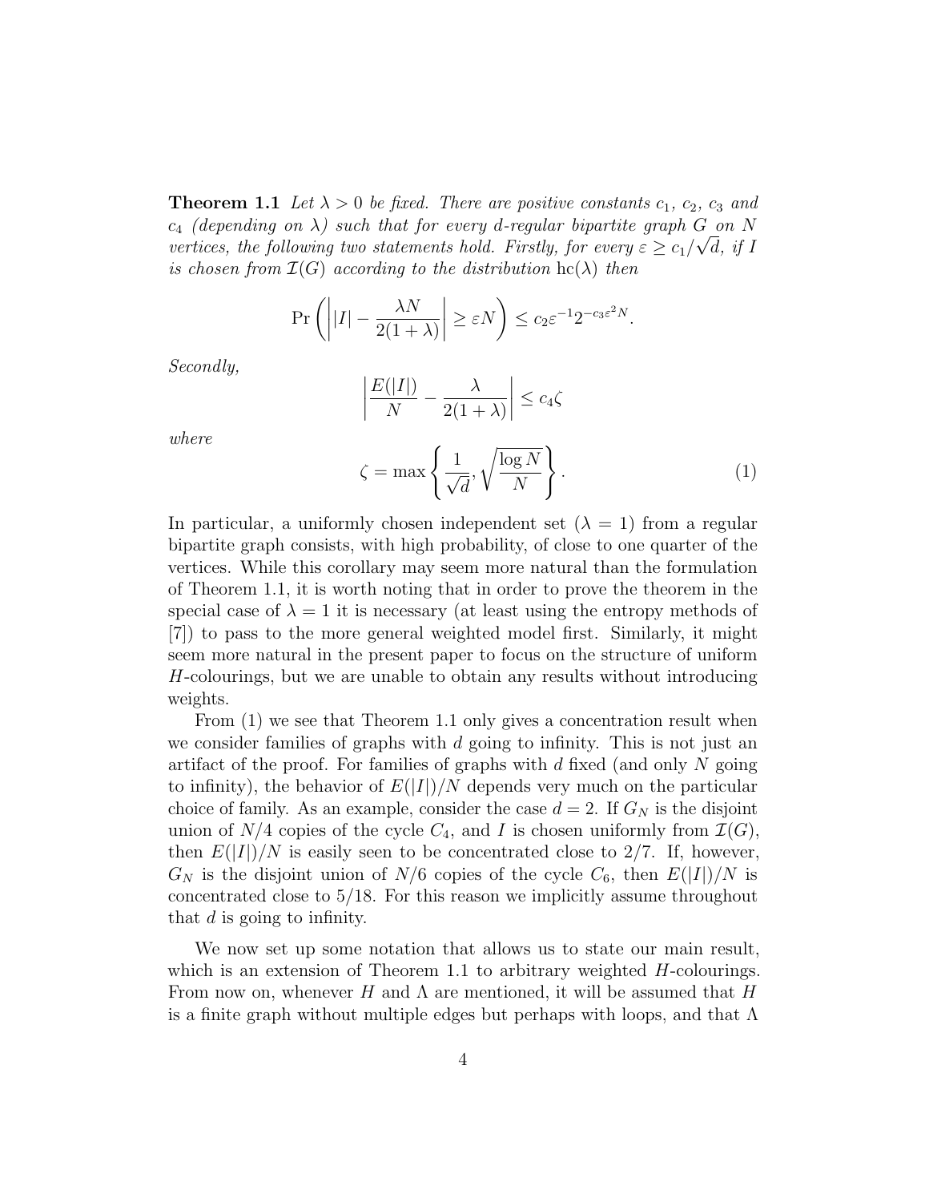**Theorem 1.1** *Let $\lambda > 0$ be fixed. There are positive constants $c_1$, $c_2$, $c_3$ and $c_4$ (depending on $\lambda$) such that for every $d$-regular bipartite graph $G$ on $N$ vertices, the following two statements hold. Firstly, for every $\varepsilon \geq c_1/\sqrt{d}$, if $I$ is chosen from $\mathcal{I}(G)$ according to the distribution $\mathrm{hc}(\lambda)$ then*

$$\Pr\left( \left| |I| - \frac{\lambda N}{2(1+\lambda)} \right| \geq \varepsilon N \right) \leq c_2 \varepsilon^{-1} 2^{-c_3 \varepsilon^2 N}.$$

*Secondly,*

$$\left| \frac{E(|I|)}{N} - \frac{\lambda}{2(1+\lambda)} \right| \leq c_4 \zeta$$

*where*

$$\zeta = \max\left\{ \frac{1}{\sqrt{d}}, \sqrt{\frac{\log N}{N}} \right\}. \tag{1}$$

In particular, a uniformly chosen independent set ($\lambda = 1$) from a regular bipartite graph consists, with high probability, of close to one quarter of the vertices. While this corollary may seem more natural than the formulation of Theorem 1.1, it is worth noting that in order to prove the theorem in the special case of $\lambda = 1$ it is necessary (at least using the entropy methods of [7]) to pass to the more general weighted model first. Similarly, it might seem more natural in the present paper to focus on the structure of uniform $H$-colourings, but we are unable to obtain any results without introducing weights.

From (1) we see that Theorem 1.1 only gives a concentration result when we consider families of graphs with $d$ going to infinity. This is not just an artifact of the proof. For families of graphs with $d$ fixed (and only $N$ going to infinity), the behavior of $E(|I|)/N$ depends very much on the particular choice of family. As an example, consider the case $d = 2$. If $G_N$ is the disjoint union of $N/4$ copies of the cycle $C_4$, and $I$ is chosen uniformly from $\mathcal{I}(G)$, then $E(|I|)/N$ is easily seen to be concentrated close to $2/7$. If, however, $G_N$ is the disjoint union of $N/6$ copies of the cycle $C_6$, then $E(|I|)/N$ is concentrated close to $5/18$. For this reason we implicitly assume throughout that $d$ is going to infinity.

We now set up some notation that allows us to state our main result, which is an extension of Theorem 1.1 to arbitrary weighted $H$-colourings. From now on, whenever $H$ and $\Lambda$ are mentioned, it will be assumed that $H$ is a finite graph without multiple edges but perhaps with loops, and that $\Lambda$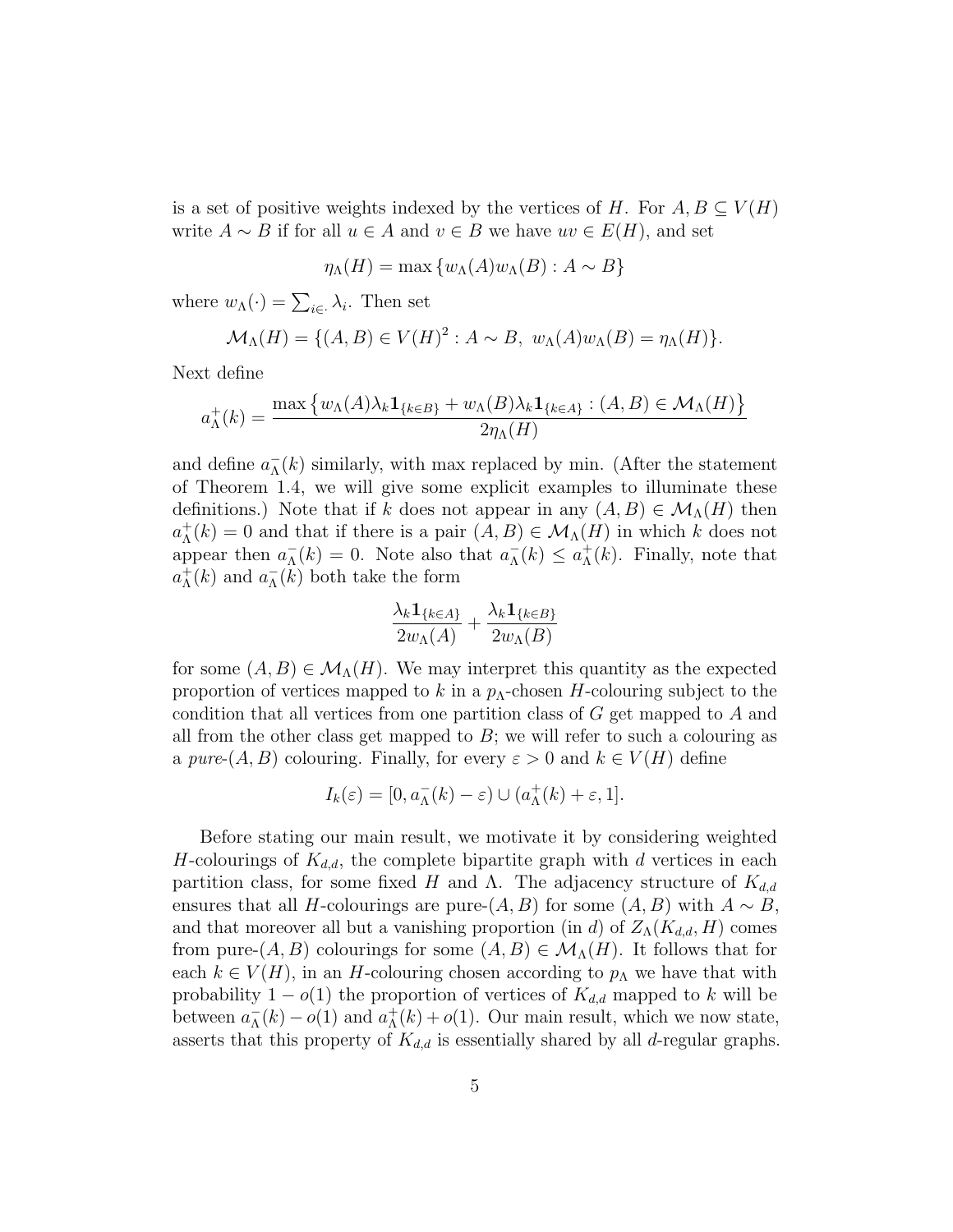is a set of positive weights indexed by the vertices of $H$. For $A, B \subseteq V(H)$ write $A \sim B$ if for all $u \in A$ and $v \in B$ we have $uv \in E(H)$, and set

$$\eta_\Lambda(H) = \max\left\{w_\Lambda(A)w_\Lambda(B) : A \sim B\right\}$$

where $w_\Lambda(\cdot) = \sum_{i\in\cdot} \lambda_i$. Then set

$$\mathcal{M}_\Lambda(H) = \{(A,B) \in V(H)^2 : A \sim B,\ w_\Lambda(A)w_\Lambda(B) = \eta_\Lambda(H)\}.$$

Next define

$$a_\Lambda^+(k) = \frac{\max\left\{w_\Lambda(A)\lambda_k \mathbf{1}_{\{k\in B\}} + w_\Lambda(B)\lambda_k \mathbf{1}_{\{k\in A\}} : (A,B) \in \mathcal{M}_\Lambda(H)\right\}}{2\eta_\Lambda(H)}$$

and define $a_\Lambda^-(k)$ similarly, with max replaced by min. (After the statement of Theorem 1.4, we will give some explicit examples to illuminate these definitions.) Note that if $k$ does not appear in any $(A,B) \in \mathcal{M}_\Lambda(H)$ then $a_\Lambda^+(k) = 0$ and that if there is a pair $(A,B) \in \mathcal{M}_\Lambda(H)$ in which $k$ does not appear then $a_\Lambda^-(k) = 0$. Note also that $a_\Lambda^-(k) \leq a_\Lambda^+(k)$. Finally, note that $a_\Lambda^+(k)$ and $a_\Lambda^-(k)$ both take the form

$$\frac{\lambda_k \mathbf{1}_{\{k\in A\}}}{2w_\Lambda(A)} + \frac{\lambda_k \mathbf{1}_{\{k\in B\}}}{2w_\Lambda(B)}$$

for some $(A,B) \in \mathcal{M}_\Lambda(H)$. We may interpret this quantity as the expected proportion of vertices mapped to $k$ in a $p_\Lambda$-chosen $H$-colouring subject to the condition that all vertices from one partition class of $G$ get mapped to $A$ and all from the other class get mapped to $B$; we will refer to such a colouring as a *pure*-$(A,B)$ colouring. Finally, for every $\varepsilon > 0$ and $k \in V(H)$ define

$$I_k(\varepsilon) = [0, a_\Lambda^-(k) - \varepsilon) \cup (a_\Lambda^+(k) + \varepsilon, 1].$$

Before stating our main result, we motivate it by considering weighted $H$-colourings of $K_{d,d}$, the complete bipartite graph with $d$ vertices in each partition class, for some fixed $H$ and $\Lambda$. The adjacency structure of $K_{d,d}$ ensures that all $H$-colourings are pure-$(A,B)$ for some $(A,B)$ with $A \sim B$, and that moreover all but a vanishing proportion (in $d$) of $Z_\Lambda(K_{d,d}, H)$ comes from pure-$(A,B)$ colourings for some $(A,B) \in \mathcal{M}_\Lambda(H)$. It follows that for each $k \in V(H)$, in an $H$-colouring chosen according to $p_\Lambda$ we have that with probability $1 - o(1)$ the proportion of vertices of $K_{d,d}$ mapped to $k$ will be between $a_\Lambda^-(k) - o(1)$ and $a_\Lambda^+(k) + o(1)$. Our main result, which we now state, asserts that this property of $K_{d,d}$ is essentially shared by all $d$-regular graphs.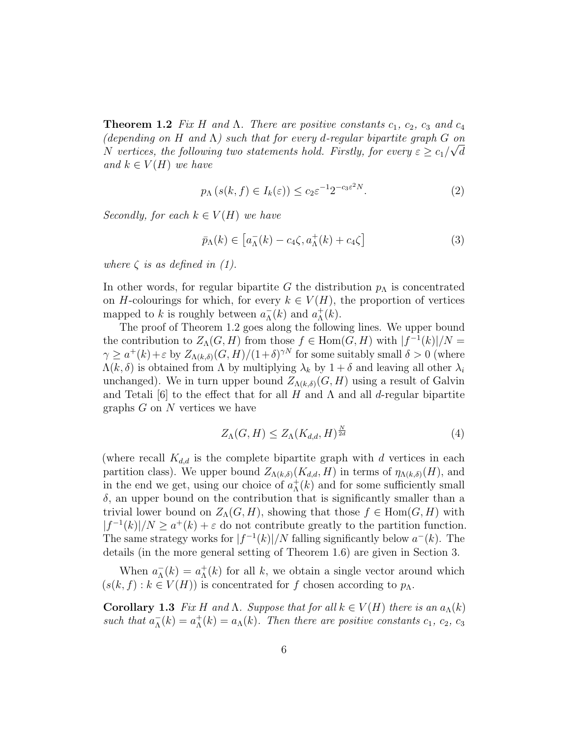**Theorem 1.2** *Fix $H$ and $\Lambda$. There are positive constants $c_1$, $c_2$, $c_3$ and $c_4$ (depending on $H$ and $\Lambda$) such that for every $d$-regular bipartite graph $G$ on $N$ vertices, the following two statements hold. Firstly, for every $\varepsilon \geq c_1/\sqrt{d}$ and $k \in V(H)$ we have*

$$p_\Lambda\left(s(k,f) \in I_k(\varepsilon)\right) \leq c_2 \varepsilon^{-1} 2^{-c_3 \varepsilon^2 N}. \tag{2}$$

*Secondly, for each $k \in V(H)$ we have*

$$\bar{p}_\Lambda(k) \in \left[a^-_\Lambda(k) - c_4\zeta, a^+_\Lambda(k) + c_4\zeta\right] \tag{3}$$

*where $\zeta$ is as defined in (1).*

In other words, for regular bipartite $G$ the distribution $p_\Lambda$ is concentrated on $H$-colourings for which, for every $k \in V(H)$, the proportion of vertices mapped to $k$ is roughly between $a^-_\Lambda(k)$ and $a^+_\Lambda(k)$.

The proof of Theorem 1.2 goes along the following lines. We upper bound the contribution to $Z_\Lambda(G,H)$ from those $f \in \mathrm{Hom}(G,H)$ with $|f^{-1}(k)|/N = \gamma \geq a^+(k) + \varepsilon$ by $Z_{\Lambda(k,\delta)}(G,H)/(1+\delta)^{\gamma N}$ for some suitably small $\delta > 0$ (where $\Lambda(k,\delta)$ is obtained from $\Lambda$ by multiplying $\lambda_k$ by $1+\delta$ and leaving all other $\lambda_i$ unchanged). We in turn upper bound $Z_{\Lambda(k,\delta)}(G,H)$ using a result of Galvin and Tetali [6] to the effect that for all $H$ and $\Lambda$ and all $d$-regular bipartite graphs $G$ on $N$ vertices we have

$$Z_\Lambda(G,H) \leq Z_\Lambda(K_{d,d},H)^{\frac{N}{2d}} \tag{4}$$

(where recall $K_{d,d}$ is the complete bipartite graph with $d$ vertices in each partition class). We upper bound $Z_{\Lambda(k,\delta)}(K_{d,d},H)$ in terms of $\eta_{\Lambda(k,\delta)}(H)$, and in the end we get, using our choice of $a^+_\Lambda(k)$ and for some sufficiently small $\delta$, an upper bound on the contribution that is significantly smaller than a trivial lower bound on $Z_\Lambda(G,H)$, showing that those $f \in \mathrm{Hom}(G,H)$ with $|f^{-1}(k)|/N \geq a^+(k) + \varepsilon$ do not contribute greatly to the partition function. The same strategy works for $|f^{-1}(k)|/N$ falling significantly below $a^-(k)$. The details (in the more general setting of Theorem 1.6) are given in Section 3.

When $a^-_\Lambda(k) = a^+_\Lambda(k)$ for all $k$, we obtain a single vector around which $(s(k,f) : k \in V(H))$ is concentrated for $f$ chosen according to $p_\Lambda$.

**Corollary 1.3** *Fix $H$ and $\Lambda$. Suppose that for all $k \in V(H)$ there is an $a_\Lambda(k)$ such that $a^-_\Lambda(k) = a^+_\Lambda(k) = a_\Lambda(k)$. Then there are positive constants $c_1$, $c_2$, $c_3$*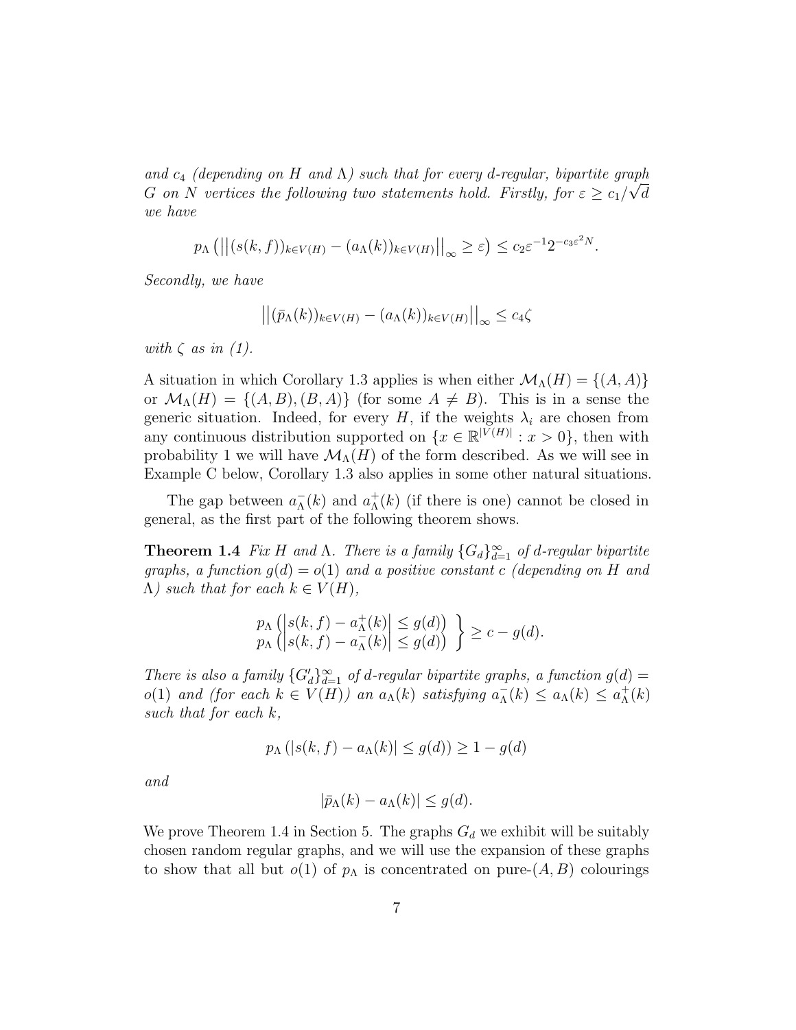*and $c_4$ (depending on $H$ and $\Lambda$) such that for every $d$-regular, bipartite graph $G$ on $N$ vertices the following two statements hold. Firstly, for $\varepsilon \geq c_1/\sqrt{d}$ we have*

$$p_\Lambda\left(\left|\left|(s(k,f))_{k\in V(H)} - (a_\Lambda(k))_{k\in V(H)}\right|\right|_\infty \geq \varepsilon\right) \leq c_2\varepsilon^{-1}2^{-c_3\varepsilon^2 N}.$$

*Secondly, we have*

$$\left|\left|(\bar{p}_\Lambda(k))_{k\in V(H)} - (a_\Lambda(k))_{k\in V(H)}\right|\right|_\infty \leq c_4\zeta$$

*with $\zeta$ as in (1).*

A situation in which Corollary 1.3 applies is when either $\mathcal{M}_\Lambda(H) = \{(A,A)\}$ or $\mathcal{M}_\Lambda(H) = \{(A,B),(B,A)\}$ (for some $A \neq B$). This is in a sense the generic situation. Indeed, for every $H$, if the weights $\lambda_i$ are chosen from any continuous distribution supported on $\{x \in \mathbb{R}^{|V(H)|} : x > 0\}$, then with probability 1 we will have $\mathcal{M}_\Lambda(H)$ of the form described. As we will see in Example C below, Corollary 1.3 also applies in some other natural situations.

The gap between $a_\Lambda^-(k)$ and $a_\Lambda^+(k)$ (if there is one) cannot be closed in general, as the first part of the following theorem shows.

**Theorem 1.4** *Fix $H$ and $\Lambda$. There is a family $\{G_d\}_{d=1}^\infty$ of $d$-regular bipartite graphs, a function $g(d) = o(1)$ and a positive constant $c$ (depending on $H$ and $\Lambda$) such that for each $k \in V(H)$,*

$$\left.\begin{array}{c} p_\Lambda\left(\left|s(k,f) - a_\Lambda^+(k)\right| \leq g(d)\right) \\ p_\Lambda\left(\left|s(k,f) - a_\Lambda^-(k)\right| \leq g(d)\right) \end{array}\right\} \geq c - g(d).$$

*There is also a family $\{G'_d\}_{d=1}^\infty$ of $d$-regular bipartite graphs, a function $g(d) = o(1)$ and (for each $k \in V(H)$) an $a_\Lambda(k)$ satisfying $a_\Lambda^-(k) \leq a_\Lambda(k) \leq a_\Lambda^+(k)$ such that for each $k$,*

$$p_\Lambda\left(|s(k,f) - a_\Lambda(k)| \leq g(d)\right) \geq 1 - g(d)$$

*and*

$$|\bar{p}_\Lambda(k) - a_\Lambda(k)| \leq g(d).$$

We prove Theorem 1.4 in Section 5. The graphs $G_d$ we exhibit will be suitably chosen random regular graphs, and we will use the expansion of these graphs to show that all but $o(1)$ of $p_\Lambda$ is concentrated on pure-$(A,B)$ colourings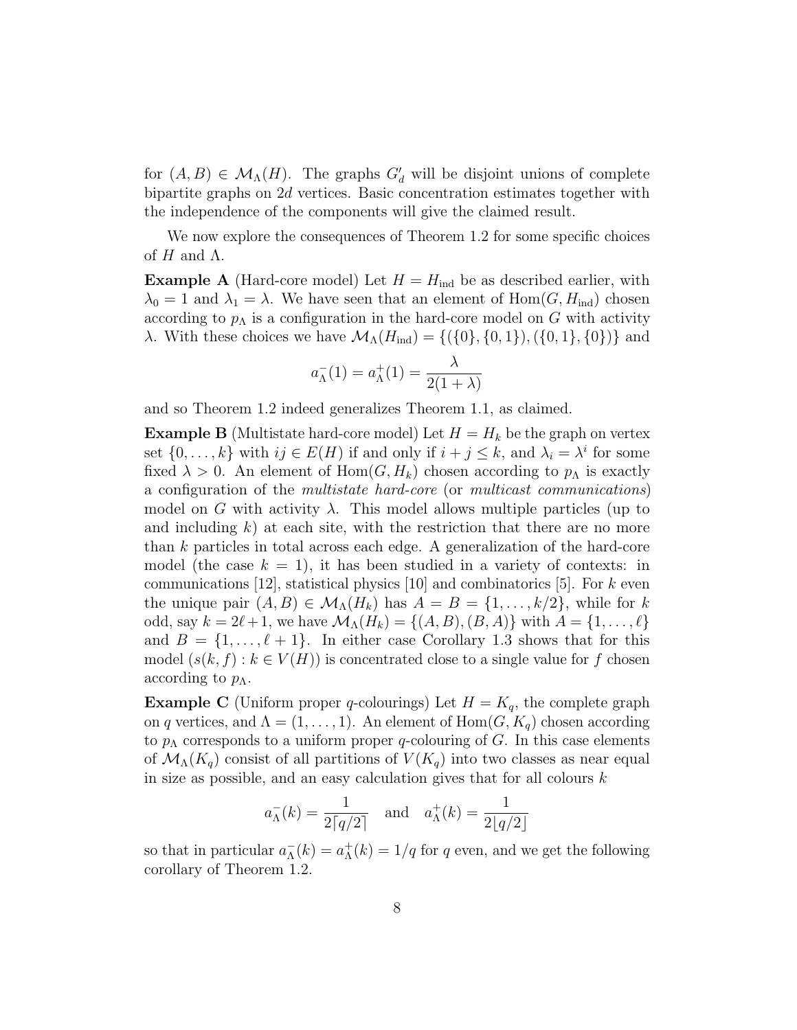for $(A, B) \in \mathcal{M}_\Lambda(H)$. The graphs $G'_d$ will be disjoint unions of complete bipartite graphs on $2d$ vertices. Basic concentration estimates together with the independence of the components will give the claimed result.

We now explore the consequences of Theorem 1.2 for some specific choices of $H$ and $\Lambda$.

**Example A** (Hard-core model) Let $H = H_{\text{ind}}$ be as described earlier, with $\lambda_0 = 1$ and $\lambda_1 = \lambda$. We have seen that an element of $\text{Hom}(G, H_{\text{ind}})$ chosen according to $p_\Lambda$ is a configuration in the hard-core model on $G$ with activity $\lambda$. With these choices we have $\mathcal{M}_\Lambda(H_{\text{ind}}) = \{(\{0\}, \{0, 1\}), (\{0, 1\}, \{0\})\}$ and

$$a^-_\Lambda(1) = a^+_\Lambda(1) = \frac{\lambda}{2(1 + \lambda)}$$

and so Theorem 1.2 indeed generalizes Theorem 1.1, as claimed.

**Example B** (Multistate hard-core model) Let $H = H_k$ be the graph on vertex set $\{0, \ldots, k\}$ with $ij \in E(H)$ if and only if $i + j \leq k$, and $\lambda_i = \lambda^i$ for some fixed $\lambda > 0$. An element of $\text{Hom}(G, H_k)$ chosen according to $p_\Lambda$ is exactly a configuration of the *multistate hard-core* (or *multicast communications*) model on $G$ with activity $\lambda$. This model allows multiple particles (up to and including $k$) at each site, with the restriction that there are no more than $k$ particles in total across each edge. A generalization of the hard-core model (the case $k = 1$), it has been studied in a variety of contexts: in communications [12], statistical physics [10] and combinatorics [5]. For $k$ even the unique pair $(A, B) \in \mathcal{M}_\Lambda(H_k)$ has $A = B = \{1, \ldots, k/2\}$, while for $k$ odd, say $k = 2\ell + 1$, we have $\mathcal{M}_\Lambda(H_k) = \{(A, B), (B, A)\}$ with $A = \{1, \ldots, \ell\}$ and $B = \{1, \ldots, \ell + 1\}$. In either case Corollary 1.3 shows that for this model $(s(k, f) : k \in V(H))$ is concentrated close to a single value for $f$ chosen according to $p_\Lambda$.

**Example C** (Uniform proper $q$-colourings) Let $H = K_q$, the complete graph on $q$ vertices, and $\Lambda = (1, \ldots, 1)$. An element of $\text{Hom}(G, K_q)$ chosen according to $p_\Lambda$ corresponds to a uniform proper $q$-colouring of $G$. In this case elements of $\mathcal{M}_\Lambda(K_q)$ consist of all partitions of $V(K_q)$ into two classes as near equal in size as possible, and an easy calculation gives that for all colours $k$

$$a^-_\Lambda(k) = \frac{1}{2\lceil q/2 \rceil} \quad \text{and} \quad a^+_\Lambda(k) = \frac{1}{2\lfloor q/2 \rfloor}$$

so that in particular $a^-_\Lambda(k) = a^+_\Lambda(k) = 1/q$ for $q$ even, and we get the following corollary of Theorem 1.2.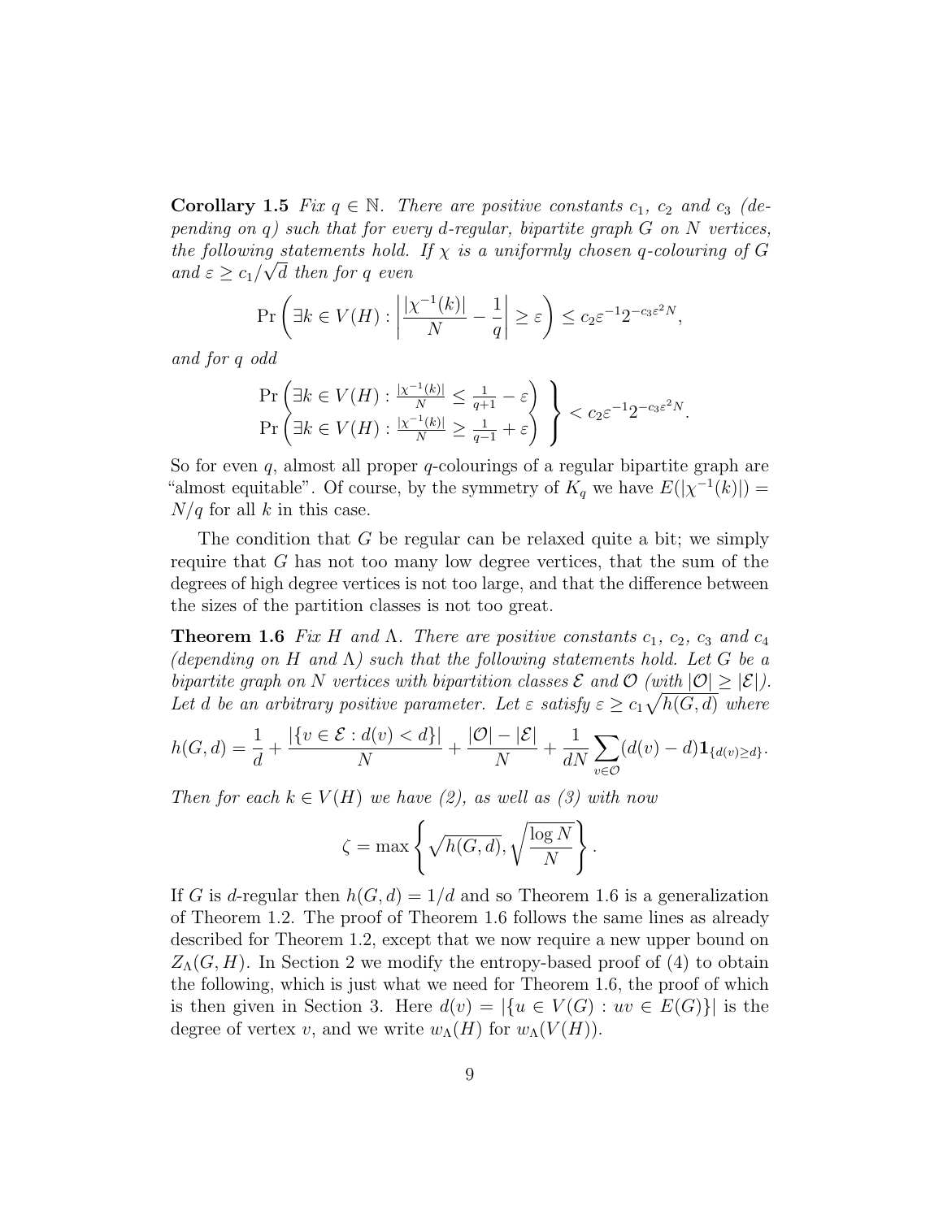**Corollary 1.5** *Fix $q \in \mathbb{N}$. There are positive constants $c_1$, $c_2$ and $c_3$ (depending on $q$) such that for every $d$-regular, bipartite graph $G$ on $N$ vertices, the following statements hold. If $\chi$ is a uniformly chosen $q$-colouring of $G$ and $\varepsilon \geq c_1/\sqrt{d}$ then for $q$ even*

$$\Pr\left(\exists k \in V(H) : \left|\frac{|\chi^{-1}(k)|}{N} - \frac{1}{q}\right| \geq \varepsilon\right) \leq c_2 \varepsilon^{-1} 2^{-c_3 \varepsilon^2 N},$$

*and for $q$ odd*

$$\left.\begin{array}{l} \Pr\left(\exists k \in V(H) : \frac{|\chi^{-1}(k)|}{N} \leq \frac{1}{q+1} - \varepsilon\right) \\ \Pr\left(\exists k \in V(H) : \frac{|\chi^{-1}(k)|}{N} \geq \frac{1}{q-1} + \varepsilon\right) \end{array}\right\} < c_2 \varepsilon^{-1} 2^{-c_3 \varepsilon^2 N}.$$

So for even $q$, almost all proper $q$-colourings of a regular bipartite graph are "almost equitable". Of course, by the symmetry of $K_q$ we have $E(|\chi^{-1}(k)|) = N/q$ for all $k$ in this case.

The condition that $G$ be regular can be relaxed quite a bit; we simply require that $G$ has not too many low degree vertices, that the sum of the degrees of high degree vertices is not too large, and that the difference between the sizes of the partition classes is not too great.

**Theorem 1.6** *Fix $H$ and $\Lambda$. There are positive constants $c_1$, $c_2$, $c_3$ and $c_4$ (depending on $H$ and $\Lambda$) such that the following statements hold. Let $G$ be a bipartite graph on $N$ vertices with bipartition classes $\mathcal{E}$ and $\mathcal{O}$ (with $|\mathcal{O}| \geq |\mathcal{E}|$). Let $d$ be an arbitrary positive parameter. Let $\varepsilon$ satisfy $\varepsilon \geq c_1\sqrt{h(G,d)}$ where*

$$h(G,d) = \frac{1}{d} + \frac{|\{v \in \mathcal{E} : d(v) < d\}|}{N} + \frac{|\mathcal{O}| - |\mathcal{E}|}{N} + \frac{1}{dN}\sum_{v \in \mathcal{O}} (d(v) - d)\mathbf{1}_{\{d(v) \geq d\}}.$$

*Then for each $k \in V(H)$ we have (2), as well as (3) with now*

$$\zeta = \max\left\{\sqrt{h(G,d)}, \sqrt{\frac{\log N}{N}}\right\}.$$

If $G$ is $d$-regular then $h(G,d) = 1/d$ and so Theorem 1.6 is a generalization of Theorem 1.2. The proof of Theorem 1.6 follows the same lines as already described for Theorem 1.2, except that we now require a new upper bound on $Z_\Lambda(G,H)$. In Section 2 we modify the entropy-based proof of (4) to obtain the following, which is just what we need for Theorem 1.6, the proof of which is then given in Section 3. Here $d(v) = |\{u \in V(G) : uv \in E(G)\}|$ is the degree of vertex $v$, and we write $w_\Lambda(H)$ for $w_\Lambda(V(H))$.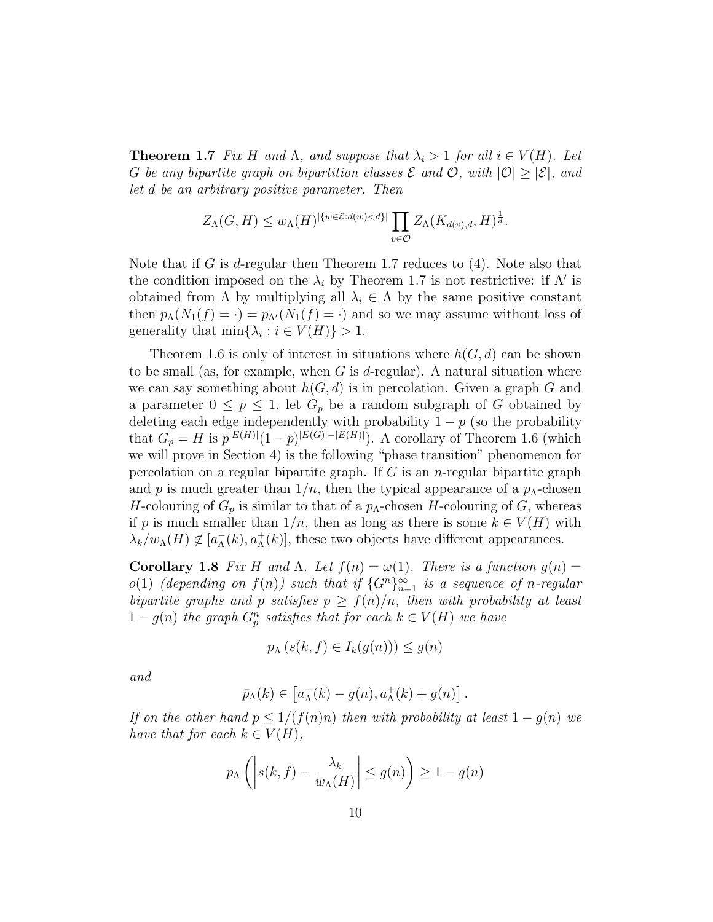**Theorem 1.7** *Fix $H$ and $\Lambda$, and suppose that $\lambda_i > 1$ for all $i \in V(H)$. Let $G$ be any bipartite graph on bipartition classes $\mathcal{E}$ and $\mathcal{O}$, with $|\mathcal{O}| \geq |\mathcal{E}|$, and let $d$ be an arbitrary positive parameter. Then*

$$Z_\Lambda(G, H) \leq w_\Lambda(H)^{|\{w \in \mathcal{E} : d(w) < d\}|} \prod_{v \in \mathcal{O}} Z_\Lambda(K_{d(v),d}, H)^{\frac{1}{d}}.$$

Note that if $G$ is $d$-regular then Theorem 1.7 reduces to (4). Note also that the condition imposed on the $\lambda_i$ by Theorem 1.7 is not restrictive: if $\Lambda'$ is obtained from $\Lambda$ by multiplying all $\lambda_i \in \Lambda$ by the same positive constant then $p_\Lambda(N_1(f) = \cdot) = p_{\Lambda'}(N_1(f) = \cdot)$ and so we may assume without loss of generality that $\min\{\lambda_i : i \in V(H)\} > 1$.

Theorem 1.6 is only of interest in situations where $h(G, d)$ can be shown to be small (as, for example, when $G$ is $d$-regular). A natural situation where we can say something about $h(G, d)$ is in percolation. Given a graph $G$ and a parameter $0 \leq p \leq 1$, let $G_p$ be a random subgraph of $G$ obtained by deleting each edge independently with probability $1 - p$ (so the probability that $G_p = H$ is $p^{|E(H)|}(1-p)^{|E(G)|-|E(H)|}$). A corollary of Theorem 1.6 (which we will prove in Section 4) is the following "phase transition" phenomenon for percolation on a regular bipartite graph. If $G$ is an $n$-regular bipartite graph and $p$ is much greater than $1/n$, then the typical appearance of a $p_\Lambda$-chosen $H$-colouring of $G_p$ is similar to that of a $p_\Lambda$-chosen $H$-colouring of $G$, whereas if $p$ is much smaller than $1/n$, then as long as there is some $k \in V(H)$ with $\lambda_k / w_\Lambda(H) \notin [a^-_\Lambda(k), a^+_\Lambda(k)]$, these two objects have different appearances.

**Corollary 1.8** *Fix $H$ and $\Lambda$. Let $f(n) = \omega(1)$. There is a function $g(n) = o(1)$ (depending on $f(n)$) such that if $\{G^n\}_{n=1}^\infty$ is a sequence of $n$-regular bipartite graphs and $p$ satisfies $p \geq f(n)/n$, then with probability at least $1 - g(n)$ the graph $G^n_p$ satisfies that for each $k \in V(H)$ we have*

$$p_\Lambda\left(s(k, f) \in I_k(g(n))\right) \leq g(n)$$

*and*

$$\bar{p}_\Lambda(k) \in \left[a^-_\Lambda(k) - g(n), a^+_\Lambda(k) + g(n)\right].$$

*If on the other hand $p \leq 1/(f(n)n)$ then with probability at least $1 - g(n)$ we have that for each $k \in V(H)$,*

$$p_\Lambda\left(\left|s(k, f) - \frac{\lambda_k}{w_\Lambda(H)}\right| \leq g(n)\right) \geq 1 - g(n)$$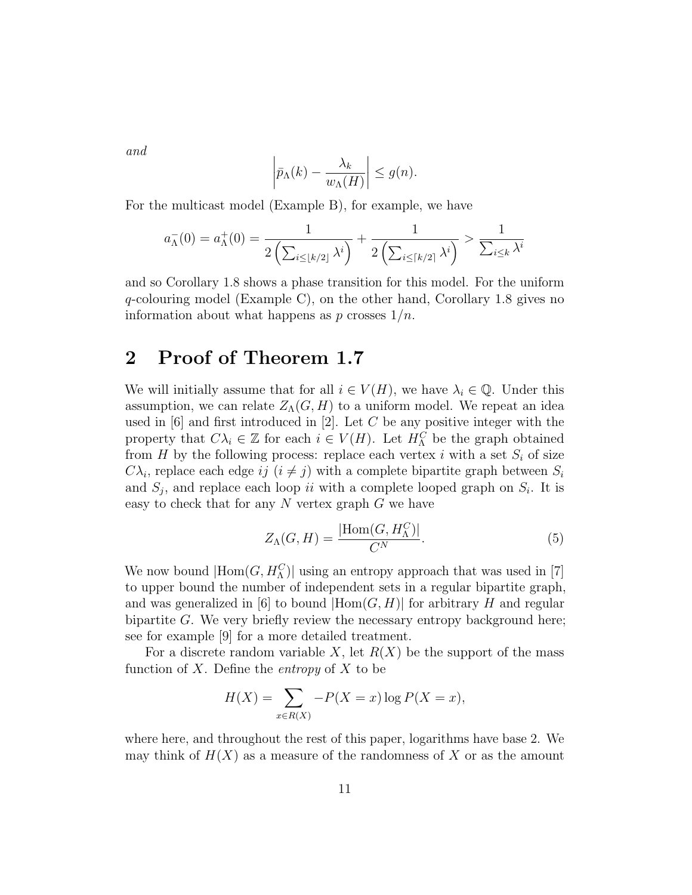*and*

$$\left|\bar{p}_\Lambda(k) - \frac{\lambda_k}{w_\Lambda(H)}\right| \leq g(n).$$

For the multicast model (Example B), for example, we have

$$a_\Lambda^-(0) = a_\Lambda^+(0) = \frac{1}{2\left(\sum_{i \leq \lfloor k/2 \rfloor} \lambda^i\right)} + \frac{1}{2\left(\sum_{i \leq \lceil k/2 \rceil} \lambda^i\right)} > \frac{1}{\sum_{i \leq k} \lambda^i}$$

and so Corollary 1.8 shows a phase transition for this model. For the uniform $q$-colouring model (Example C), on the other hand, Corollary 1.8 gives no information about what happens as $p$ crosses $1/n$.

## 2 Proof of Theorem 1.7

We will initially assume that for all $i \in V(H)$, we have $\lambda_i \in \mathbb{Q}$. Under this assumption, we can relate $Z_\Lambda(G, H)$ to a uniform model. We repeat an idea used in [6] and first introduced in [2]. Let $C$ be any positive integer with the property that $C\lambda_i \in \mathbb{Z}$ for each $i \in V(H)$. Let $H_\Lambda^C$ be the graph obtained from $H$ by the following process: replace each vertex $i$ with a set $S_i$ of size $C\lambda_i$, replace each edge $ij$ ($i \neq j$) with a complete bipartite graph between $S_i$ and $S_j$, and replace each loop $ii$ with a complete looped graph on $S_i$. It is easy to check that for any $N$ vertex graph $G$ we have

$$Z_\Lambda(G, H) = \frac{|\mathrm{Hom}(G, H_\Lambda^C)|}{C^N}. \tag{5}$$

We now bound $|\mathrm{Hom}(G, H_\Lambda^C)|$ using an entropy approach that was used in [7] to upper bound the number of independent sets in a regular bipartite graph, and was generalized in [6] to bound $|\mathrm{Hom}(G, H)|$ for arbitrary $H$ and regular bipartite $G$. We very briefly review the necessary entropy background here; see for example [9] for a more detailed treatment.

For a discrete random variable $X$, let $R(X)$ be the support of the mass function of $X$. Define the *entropy* of $X$ to be

$$H(X) = \sum_{x \in R(X)} -P(X = x) \log P(X = x),$$

where here, and throughout the rest of this paper, logarithms have base 2. We may think of $H(X)$ as a measure of the randomness of $X$ or as the amount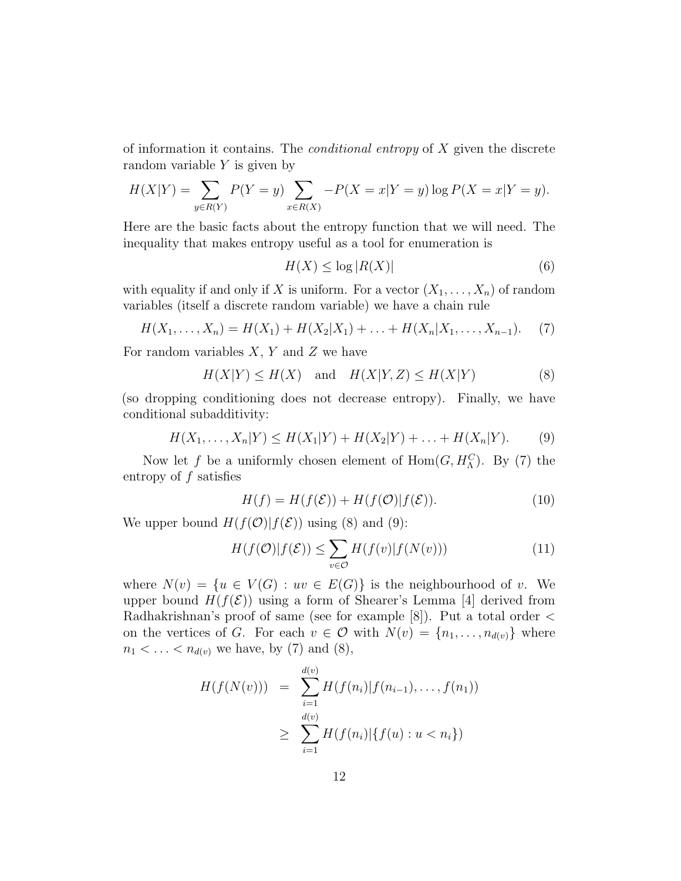of information it contains. The *conditional entropy* of $X$ given the discrete random variable $Y$ is given by

$$H(X|Y) = \sum_{y \in R(Y)} P(Y=y) \sum_{x \in R(X)} -P(X=x|Y=y) \log P(X=x|Y=y).$$

Here are the basic facts about the entropy function that we will need. The inequality that makes entropy useful as a tool for enumeration is

$$H(X) \leq \log |R(X)| \tag{6}$$

with equality if and only if $X$ is uniform. For a vector $(X_1, \ldots, X_n)$ of random variables (itself a discrete random variable) we have a chain rule

$$H(X_1, \ldots, X_n) = H(X_1) + H(X_2|X_1) + \ldots + H(X_n|X_1, \ldots, X_{n-1}). \tag{7}$$

For random variables $X$, $Y$ and $Z$ we have

$$H(X|Y) \leq H(X) \quad \text{and} \quad H(X|Y,Z) \leq H(X|Y) \tag{8}$$

(so dropping conditioning does not decrease entropy). Finally, we have conditional subadditivity:

$$H(X_1, \ldots, X_n|Y) \leq H(X_1|Y) + H(X_2|Y) + \ldots + H(X_n|Y). \tag{9}$$

Now let $f$ be a uniformly chosen element of $\mathrm{Hom}(G, H_\Lambda^C)$. By (7) the entropy of $f$ satisfies

$$H(f) = H(f(\mathcal{E})) + H(f(\mathcal{O})|f(\mathcal{E})). \tag{10}$$

We upper bound $H(f(\mathcal{O})|f(\mathcal{E}))$ using (8) and (9):

$$H(f(\mathcal{O})|f(\mathcal{E})) \leq \sum_{v \in \mathcal{O}} H(f(v)|f(N(v))) \tag{11}$$

where $N(v) = \{u \in V(G) : uv \in E(G)\}$ is the neighbourhood of $v$. We upper bound $H(f(\mathcal{E}))$ using a form of Shearer's Lemma [4] derived from Radhakrishnan's proof of same (see for example [8]). Put a total order $<$ on the vertices of $G$. For each $v \in \mathcal{O}$ with $N(v) = \{n_1, \ldots, n_{d(v)}\}$ where $n_1 < \ldots < n_{d(v)}$ we have, by (7) and (8),

$$\begin{aligned} H(f(N(v))) &= \sum_{i=1}^{d(v)} H(f(n_i)|f(n_{i-1}), \ldots, f(n_1)) \\ &\geq \sum_{i=1}^{d(v)} H(f(n_i)|\{f(u) : u < n_i\}) \end{aligned}$$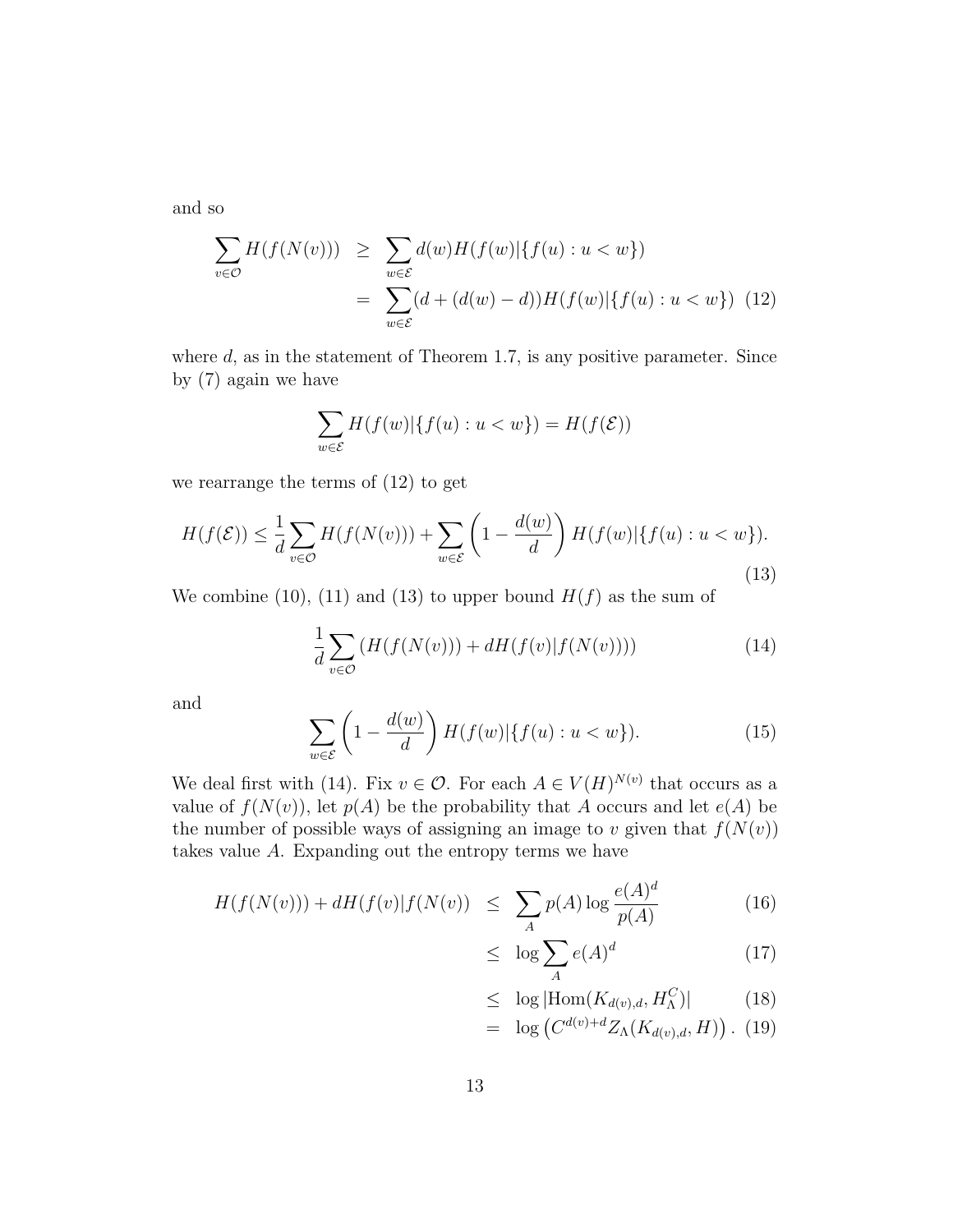and so

$$
\begin{aligned}
\sum_{v \in \mathcal{O}} H(f(N(v))) &\geq \sum_{w \in \mathcal{E}} d(w) H(f(w)|\{f(u) : u < w\}) \\
&= \sum_{w \in \mathcal{E}} (d + (d(w) - d)) H(f(w)|\{f(u) : u < w\}) \quad (12)
\end{aligned}
$$

where $d$, as in the statement of Theorem 1.7, is any positive parameter. Since by (7) again we have

$$
\sum_{w \in \mathcal{E}} H(f(w)|\{f(u) : u < w\}) = H(f(\mathcal{E}))
$$

we rearrange the terms of (12) to get

$$
H(f(\mathcal{E})) \leq \frac{1}{d} \sum_{v \in \mathcal{O}} H(f(N(v))) + \sum_{w \in \mathcal{E}} \left(1 - \frac{d(w)}{d}\right) H(f(w)|\{f(u) : u < w\}). \tag{13}
$$

We combine (10), (11) and (13) to upper bound $H(f)$ as the sum of

$$
\frac{1}{d} \sum_{v \in \mathcal{O}} \left( H(f(N(v))) + d H(f(v)|f(N(v))) \right) \tag{14}
$$

and

$$
\sum_{w \in \mathcal{E}} \left(1 - \frac{d(w)}{d}\right) H(f(w)|\{f(u) : u < w\}). \tag{15}
$$

We deal first with (14). Fix $v \in \mathcal{O}$. For each $A \in V(H)^{N(v)}$ that occurs as a value of $f(N(v))$, let $p(A)$ be the probability that $A$ occurs and let $e(A)$ be the number of possible ways of assigning an image to $v$ given that $f(N(v))$ takes value $A$. Expanding out the entropy terms we have

$$
\begin{aligned}
H(f(N(v))) + d H(f(v)|f(N(v)) &\leq \sum_{A} p(A) \log \frac{e(A)^d}{p(A)} && (16) \\
&\leq \log \sum_{A} e(A)^d && (17) \\
&\leq \log |\mathrm{Hom}(K_{d(v),d}, H_\Lambda^C)| && (18) \\
&= \log \left( C^{d(v)+d} Z_\Lambda(K_{d(v),d}, H) \right). && (19)
\end{aligned}
$$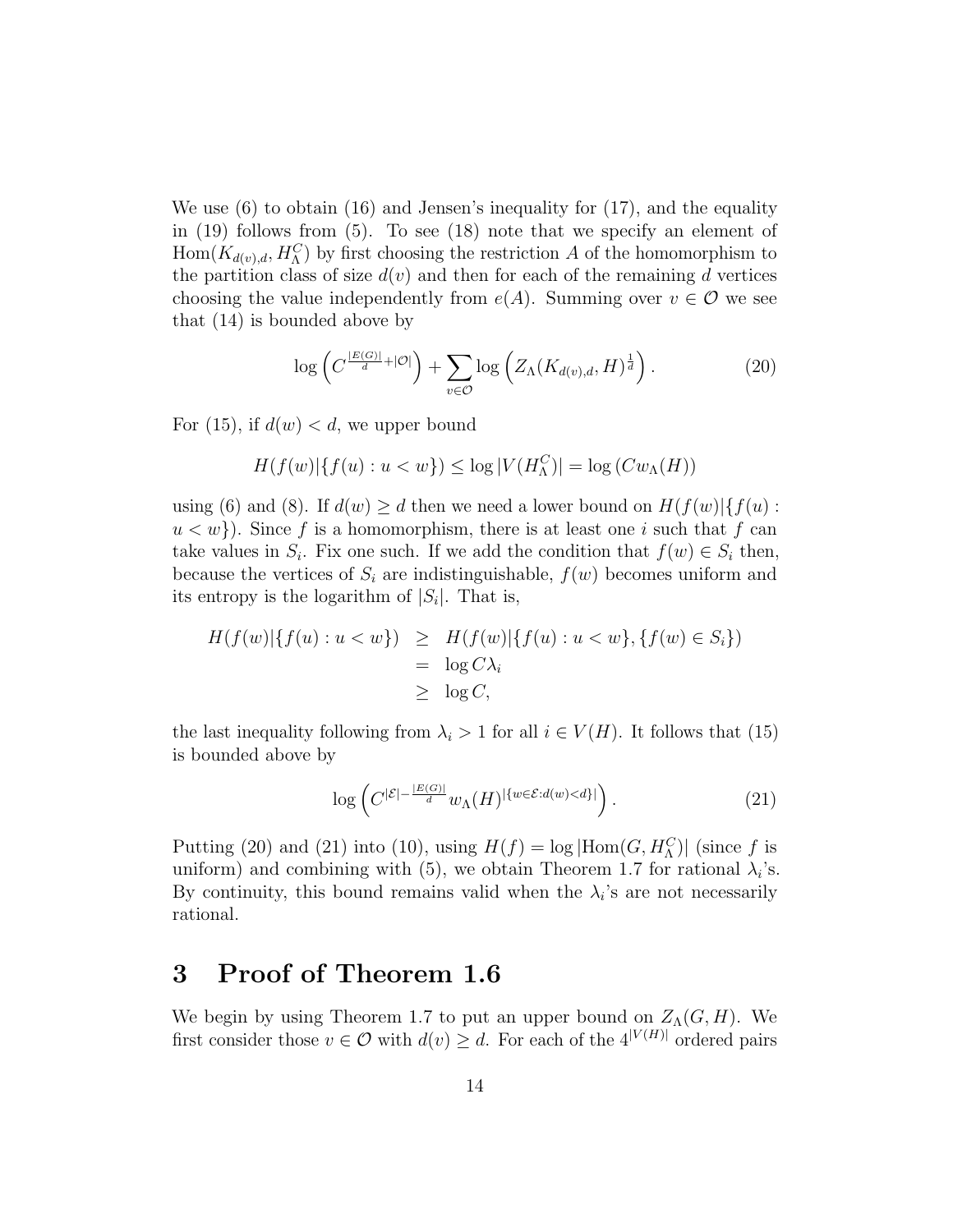We use (6) to obtain (16) and Jensen's inequality for (17), and the equality in (19) follows from (5). To see (18) note that we specify an element of $\mathrm{Hom}(K_{d(v),d}, H_\Lambda^C)$ by first choosing the restriction $A$ of the homomorphism to the partition class of size $d(v)$ and then for each of the remaining $d$ vertices choosing the value independently from $e(A)$. Summing over $v \in \mathcal{O}$ we see that (14) is bounded above by

$$\log\left(C^{\frac{|E(G)|}{d}+|\mathcal{O}|}\right) + \sum_{v\in\mathcal{O}} \log\left(Z_\Lambda(K_{d(v),d}, H)^{\frac{1}{d}}\right). \tag{20}$$

For (15), if $d(w) < d$, we upper bound

$$H(f(w)|\{f(u) : u < w\}) \leq \log|V(H_\Lambda^C)| = \log\left(Cw_\Lambda(H)\right)$$

using (6) and (8). If $d(w) \geq d$ then we need a lower bound on $H(f(w)|\{f(u) : u < w\})$. Since $f$ is a homomorphism, there is at least one $i$ such that $f$ can take values in $S_i$. Fix one such. If we add the condition that $f(w) \in S_i$ then, because the vertices of $S_i$ are indistinguishable, $f(w)$ becomes uniform and its entropy is the logarithm of $|S_i|$. That is,

$$\begin{aligned}
H(f(w)|\{f(u) : u < w\}) &\geq H(f(w)|\{f(u) : u < w\}, \{f(w) \in S_i\}) \\
&= \log C\lambda_i \\
&\geq \log C,
\end{aligned}$$

the last inequality following from $\lambda_i > 1$ for all $i \in V(H)$. It follows that (15) is bounded above by

$$\log\left(C^{|\mathcal{E}|-\frac{|E(G)|}{d}} w_\Lambda(H)^{|\{w\in\mathcal{E}:d(w)<d\}|}\right). \tag{21}$$

Putting (20) and (21) into (10), using $H(f) = \log|\mathrm{Hom}(G, H_\Lambda^C)|$ (since $f$ is uniform) and combining with (5), we obtain Theorem 1.7 for rational $\lambda_i$'s. By continuity, this bound remains valid when the $\lambda_i$'s are not necessarily rational.

# 3 Proof of Theorem 1.6

We begin by using Theorem 1.7 to put an upper bound on $Z_\Lambda(G, H)$. We first consider those $v \in \mathcal{O}$ with $d(v) \geq d$. For each of the $4^{|V(H)|}$ ordered pairs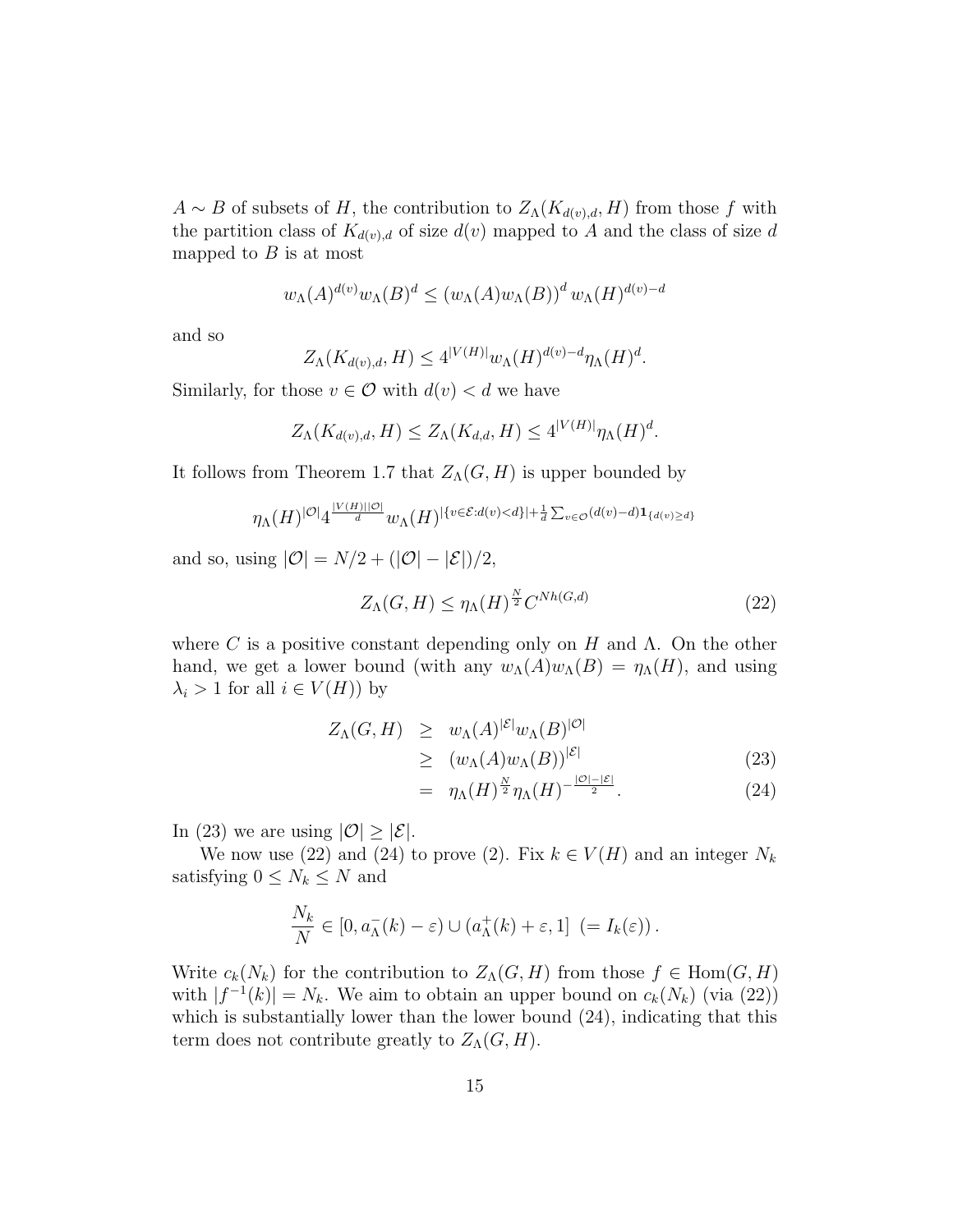$A \sim B$ of subsets of $H$, the contribution to $Z_\Lambda(K_{d(v),d}, H)$ from those $f$ with the partition class of $K_{d(v),d}$ of size $d(v)$ mapped to $A$ and the class of size $d$ mapped to $B$ is at most

$$w_\Lambda(A)^{d(v)} w_\Lambda(B)^d \leq (w_\Lambda(A) w_\Lambda(B))^d \, w_\Lambda(H)^{d(v)-d}$$

and so

$$Z_\Lambda(K_{d(v),d}, H) \leq 4^{|V(H)|} w_\Lambda(H)^{d(v)-d} \eta_\Lambda(H)^d.$$

Similarly, for those $v \in \mathcal{O}$ with $d(v) < d$ we have

$$Z_\Lambda(K_{d(v),d}, H) \leq Z_\Lambda(K_{d,d}, H) \leq 4^{|V(H)|} \eta_\Lambda(H)^d.$$

It follows from Theorem 1.7 that $Z_\Lambda(G, H)$ is upper bounded by

$$\eta_\Lambda(H)^{|\mathcal{O}|} 4^{\frac{|V(H)||\mathcal{O}|}{d}} w_\Lambda(H)^{|\{v \in \mathcal{E} : d(v) < d\}| + \frac{1}{d} \sum_{v \in \mathcal{O}} (d(v)-d) \mathbf{1}_{\{d(v) \geq d\}}}$$

and so, using $|\mathcal{O}| = N/2 + (|\mathcal{O}| - |\mathcal{E}|)/2$,

$$Z_\Lambda(G, H) \leq \eta_\Lambda(H)^{\frac{N}{2}} C^{Nh(G,d)} \tag{22}$$

where $C$ is a positive constant depending only on $H$ and $\Lambda$. On the other hand, we get a lower bound (with any $w_\Lambda(A) w_\Lambda(B) = \eta_\Lambda(H)$, and using $\lambda_i > 1$ for all $i \in V(H)$) by

$$\begin{aligned} Z_\Lambda(G, H) &\geq w_\Lambda(A)^{|\mathcal{E}|} w_\Lambda(B)^{|\mathcal{O}|} \\ &\geq (w_\Lambda(A) w_\Lambda(B))^{|\mathcal{E}|} \qquad (23) \\ &= \eta_\Lambda(H)^{\frac{N}{2}} \eta_\Lambda(H)^{-\frac{|\mathcal{O}| - |\mathcal{E}|}{2}}. \qquad (24) \end{aligned}$$

In (23) we are using $|\mathcal{O}| \geq |\mathcal{E}|$.

We now use (22) and (24) to prove (2). Fix $k \in V(H)$ and an integer $N_k$ satisfying $0 \leq N_k \leq N$ and

$$\frac{N_k}{N} \in [0, a_\Lambda^-(k) - \varepsilon) \cup (a_\Lambda^+(k) + \varepsilon, 1] \;\; (= I_k(\varepsilon)).$$

Write $c_k(N_k)$ for the contribution to $Z_\Lambda(G, H)$ from those $f \in \mathrm{Hom}(G, H)$ with $|f^{-1}(k)| = N_k$. We aim to obtain an upper bound on $c_k(N_k)$ (via (22)) which is substantially lower than the lower bound (24), indicating that this term does not contribute greatly to $Z_\Lambda(G, H)$.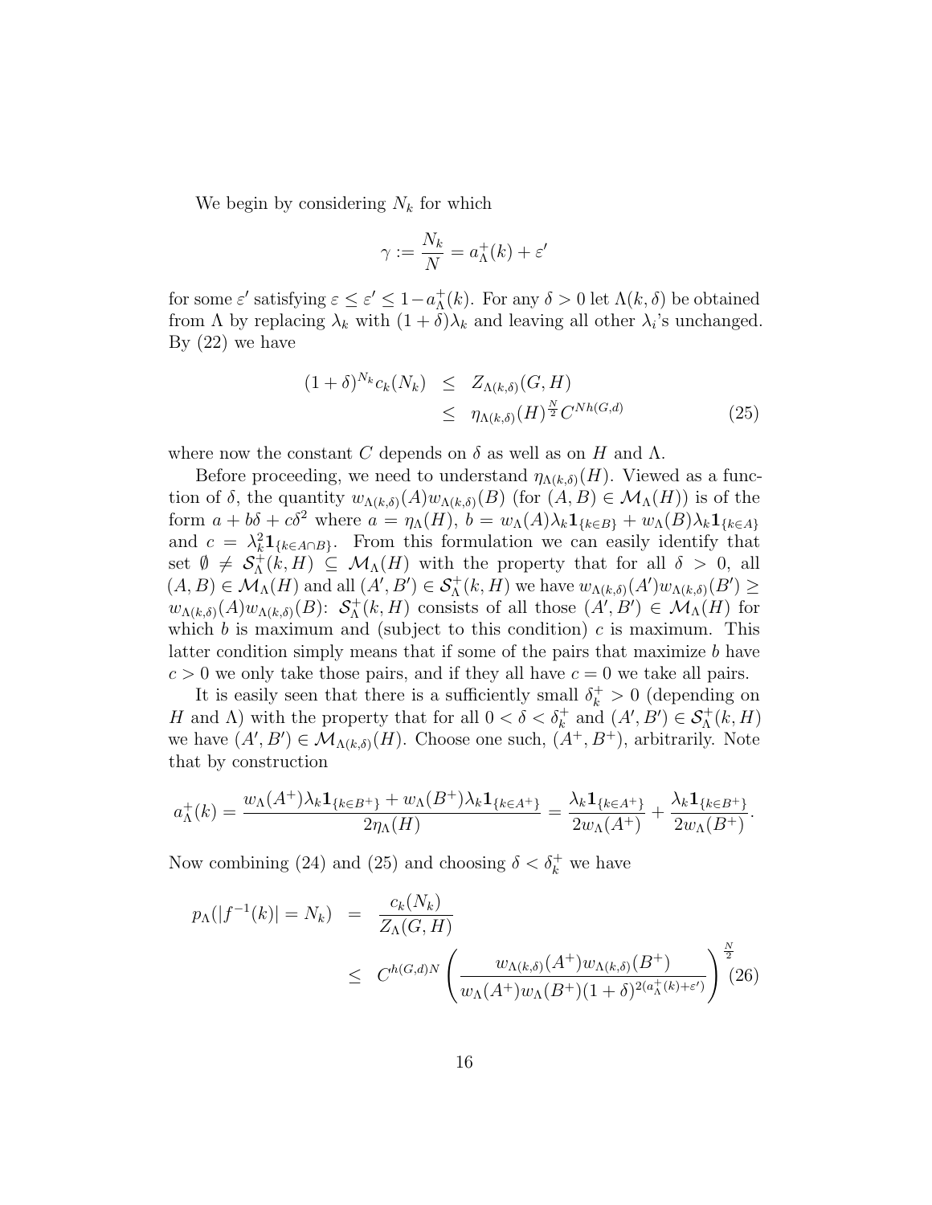We begin by considering $N_k$ for which

$$\gamma := \frac{N_k}{N} = a^+_\Lambda(k) + \varepsilon'$$

for some $\varepsilon'$ satisfying $\varepsilon \leq \varepsilon' \leq 1 - a^+_\Lambda(k)$. For any $\delta > 0$ let $\Lambda(k, \delta)$ be obtained from $\Lambda$ by replacing $\lambda_k$ with $(1+\delta)\lambda_k$ and leaving all other $\lambda_i$'s unchanged. By (22) we have

$$\begin{aligned} (1+\delta)^{N_k} c_k(N_k) &\leq Z_{\Lambda(k,\delta)}(G, H) \\ &\leq \eta_{\Lambda(k,\delta)}(H)^{\frac{N}{2}} C^{Nh(G,d)} \end{aligned} \tag{25}$$

where now the constant $C$ depends on $\delta$ as well as on $H$ and $\Lambda$.

Before proceeding, we need to understand $\eta_{\Lambda(k,\delta)}(H)$. Viewed as a function of $\delta$, the quantity $w_{\Lambda(k,\delta)}(A) w_{\Lambda(k,\delta)}(B)$ (for $(A, B) \in \mathcal{M}_\Lambda(H)$) is of the form $a + b\delta + c\delta^2$ where $a = \eta_\Lambda(H)$, $b = w_\Lambda(A)\lambda_k \mathbf{1}_{\{k \in B\}} + w_\Lambda(B)\lambda_k \mathbf{1}_{\{k \in A\}}$ and $c = \lambda_k^2 \mathbf{1}_{\{k \in A \cap B\}}$. From this formulation we can easily identify that set $\emptyset \neq \mathcal{S}^+_\Lambda(k, H) \subseteq \mathcal{M}_\Lambda(H)$ with the property that for all $\delta > 0$, all $(A, B) \in \mathcal{M}_\Lambda(H)$ and all $(A', B') \in \mathcal{S}^+_\Lambda(k, H)$ we have $w_{\Lambda(k,\delta)}(A') w_{\Lambda(k,\delta)}(B') \geq w_{\Lambda(k,\delta)}(A) w_{\Lambda(k,\delta)}(B)$: $\mathcal{S}^+_\Lambda(k, H)$ consists of all those $(A', B') \in \mathcal{M}_\Lambda(H)$ for which $b$ is maximum and (subject to this condition) $c$ is maximum. This latter condition simply means that if some of the pairs that maximize $b$ have $c > 0$ we only take those pairs, and if they all have $c = 0$ we take all pairs.

It is easily seen that there is a sufficiently small $\delta^+_k > 0$ (depending on $H$ and $\Lambda$) with the property that for all $0 < \delta < \delta^+_k$ and $(A', B') \in \mathcal{S}^+_\Lambda(k, H)$ we have $(A', B') \in \mathcal{M}_{\Lambda(k,\delta)}(H)$. Choose one such, $(A^+, B^+)$, arbitrarily. Note that by construction

$$a^+_\Lambda(k) = \frac{w_\Lambda(A^+)\lambda_k \mathbf{1}_{\{k \in B^+\}} + w_\Lambda(B^+)\lambda_k \mathbf{1}_{\{k \in A^+\}}}{2\eta_\Lambda(H)} = \frac{\lambda_k \mathbf{1}_{\{k \in A^+\}}}{2 w_\Lambda(A^+)} + \frac{\lambda_k \mathbf{1}_{\{k \in B^+\}}}{2 w_\Lambda(B^+)}.$$

Now combining (24) and (25) and choosing $\delta < \delta^+_k$ we have

$$\begin{aligned} p_\Lambda(|f^{-1}(k)| = N_k) &= \frac{c_k(N_k)}{Z_\Lambda(G, H)} \\ &\leq C^{h(G,d)N} \left( \frac{w_{\Lambda(k,\delta)}(A^+) w_{\Lambda(k,\delta)}(B^+)}{w_\Lambda(A^+) w_\Lambda(B^+)(1+\delta)^{2(a^+_\Lambda(k)+\varepsilon')}} \right)^{\frac{N}{2}} \end{aligned} \tag{26}$$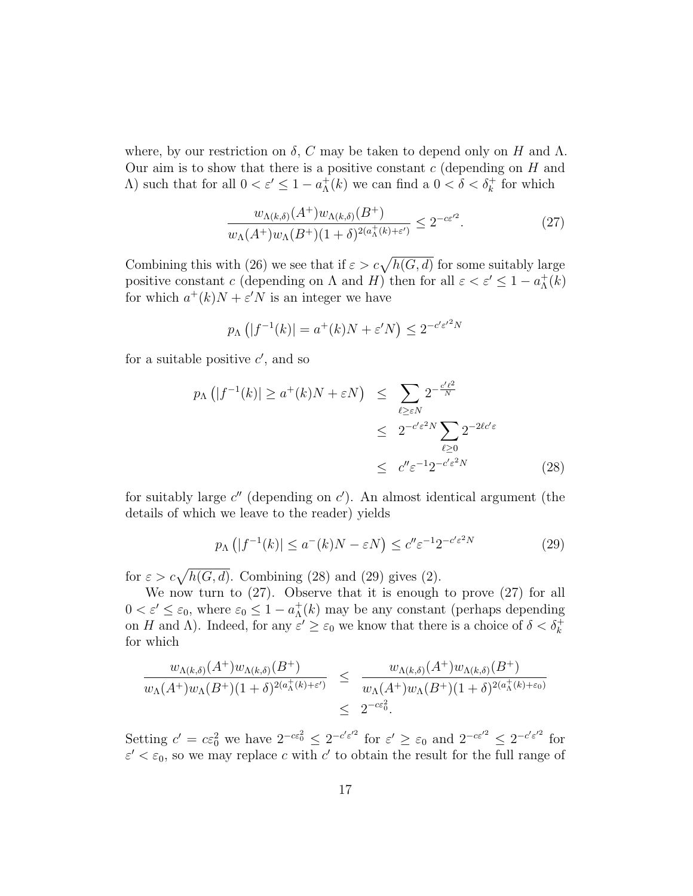where, by our restriction on $\delta$, $C$ may be taken to depend only on $H$ and $\Lambda$. Our aim is to show that there is a positive constant $c$ (depending on $H$ and $\Lambda$) such that for all $0 < \varepsilon' \le 1 - a_\Lambda^+(k)$ we can find a $0 < \delta < \delta_k^+$ for which

$$\frac{w_{\Lambda(k,\delta)}(A^+)w_{\Lambda(k,\delta)}(B^+)}{w_\Lambda(A^+)w_\Lambda(B^+)(1+\delta)^{2(a_\Lambda^+(k)+\varepsilon')}} \le 2^{-c\varepsilon'^2}. \tag{27}$$

Combining this with (26) we see that if $\varepsilon > c\sqrt{h(G,d)}$ for some suitably large positive constant $c$ (depending on $\Lambda$ and $H$) then for all $\varepsilon < \varepsilon' \le 1 - a_\Lambda^+(k)$ for which $a^+(k)N + \varepsilon' N$ is an integer we have

$$p_\Lambda\left(|f^{-1}(k)| = a^+(k)N + \varepsilon' N\right) \le 2^{-c'\varepsilon'^2 N}$$

for a suitable positive $c'$, and so

$$\begin{aligned} p_\Lambda\left(|f^{-1}(k)| \ge a^+(k)N + \varepsilon N\right) &\le \sum_{\ell \ge \varepsilon N} 2^{-\frac{c'\ell^2}{N}} \\ &\le 2^{-c'\varepsilon^2 N} \sum_{\ell \ge 0} 2^{-2\ell c'\varepsilon} \\ &\le c''\varepsilon^{-1} 2^{-c'\varepsilon^2 N} \end{aligned} \tag{28}$$

for suitably large $c''$ (depending on $c'$). An almost identical argument (the details of which we leave to the reader) yields

$$p_\Lambda\left(|f^{-1}(k)| \le a^-(k)N - \varepsilon N\right) \le c''\varepsilon^{-1}2^{-c'\varepsilon^2 N} \tag{29}$$

for $\varepsilon > c\sqrt{h(G,d)}$. Combining (28) and (29) gives (2).

We now turn to (27). Observe that it is enough to prove (27) for all $0 < \varepsilon' \le \varepsilon_0$, where $\varepsilon_0 \le 1 - a_\Lambda^+(k)$ may be any constant (perhaps depending on $H$ and $\Lambda$). Indeed, for any $\varepsilon' \ge \varepsilon_0$ we know that there is a choice of $\delta < \delta_k^+$ for which

$$\begin{aligned} \frac{w_{\Lambda(k,\delta)}(A^+)w_{\Lambda(k,\delta)}(B^+)}{w_\Lambda(A^+)w_\Lambda(B^+)(1+\delta)^{2(a_\Lambda^+(k)+\varepsilon')}} &\le \frac{w_{\Lambda(k,\delta)}(A^+)w_{\Lambda(k,\delta)}(B^+)}{w_\Lambda(A^+)w_\Lambda(B^+)(1+\delta)^{2(a_\Lambda^+(k)+\varepsilon_0)}} \\ &\le 2^{-c\varepsilon_0^2}. \end{aligned}$$

Setting $c' = c\varepsilon_0^2$ we have $2^{-c\varepsilon_0^2} \le 2^{-c'\varepsilon'^2}$ for $\varepsilon' \ge \varepsilon_0$ and $2^{-c\varepsilon'^2} \le 2^{-c'\varepsilon'^2}$ for $\varepsilon' < \varepsilon_0$, so we may replace $c$ with $c'$ to obtain the result for the full range of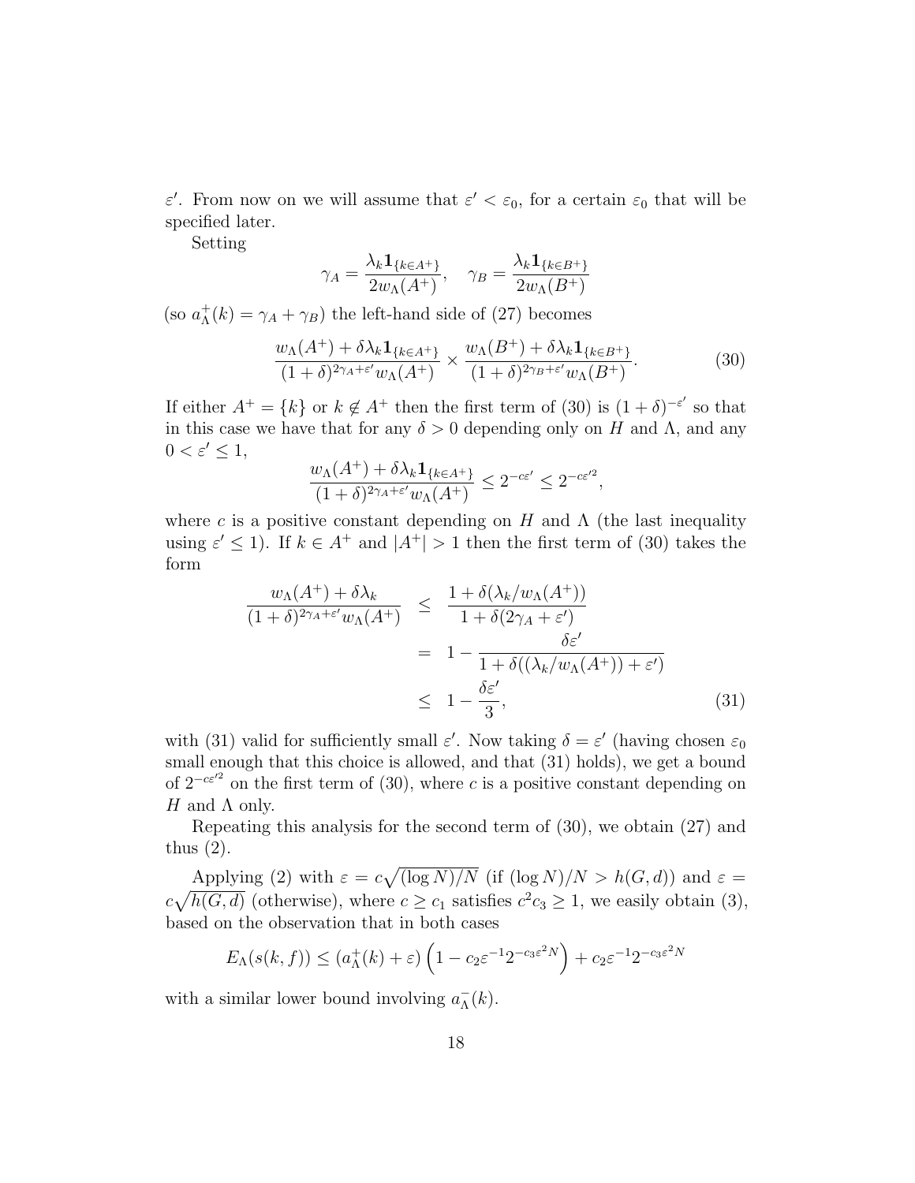$\varepsilon'$. From now on we will assume that $\varepsilon' < \varepsilon_0$, for a certain $\varepsilon_0$ that will be specified later.

Setting

$$\gamma_A = \frac{\lambda_k \mathbf{1}_{\{k \in A^+\}}}{2w_\Lambda(A^+)}, \quad \gamma_B = \frac{\lambda_k \mathbf{1}_{\{k \in B^+\}}}{2w_\Lambda(B^+)}$$

(so $a^+_\Lambda(k) = \gamma_A + \gamma_B$) the left-hand side of (27) becomes

$$\frac{w_\Lambda(A^+) + \delta\lambda_k \mathbf{1}_{\{k \in A^+\}}}{(1+\delta)^{2\gamma_A + \varepsilon'} w_\Lambda(A^+)} \times \frac{w_\Lambda(B^+) + \delta\lambda_k \mathbf{1}_{\{k \in B^+\}}}{(1+\delta)^{2\gamma_B + \varepsilon'} w_\Lambda(B^+)}. \tag{30}$$

If either $A^+ = \{k\}$ or $k \notin A^+$ then the first term of (30) is $(1+\delta)^{-\varepsilon'}$ so that in this case we have that for any $\delta > 0$ depending only on $H$ and $\Lambda$, and any $0 < \varepsilon' \leq 1$,

$$\frac{w_\Lambda(A^+) + \delta\lambda_k \mathbf{1}_{\{k \in A^+\}}}{(1+\delta)^{2\gamma_A + \varepsilon'} w_\Lambda(A^+)} \leq 2^{-c\varepsilon'} \leq 2^{-c\varepsilon'^2},$$

where $c$ is a positive constant depending on $H$ and $\Lambda$ (the last inequality using $\varepsilon' \leq 1$). If $k \in A^+$ and $|A^+| > 1$ then the first term of (30) takes the form

$$\begin{aligned}
\frac{w_\Lambda(A^+) + \delta\lambda_k}{(1+\delta)^{2\gamma_A + \varepsilon'} w_\Lambda(A^+)} &\leq \frac{1 + \delta(\lambda_k / w_\Lambda(A^+))}{1 + \delta(2\gamma_A + \varepsilon')} \\
&= 1 - \frac{\delta\varepsilon'}{1 + \delta((\lambda_k / w_\Lambda(A^+)) + \varepsilon')} \\
&\leq 1 - \frac{\delta\varepsilon'}{3},
\end{aligned} \tag{31}$$

with (31) valid for sufficiently small $\varepsilon'$. Now taking $\delta = \varepsilon'$ (having chosen $\varepsilon_0$ small enough that this choice is allowed, and that (31) holds), we get a bound of $2^{-c\varepsilon'^2}$ on the first term of (30), where $c$ is a positive constant depending on $H$ and $\Lambda$ only.

Repeating this analysis for the second term of (30), we obtain (27) and thus (2).

Applying (2) with $\varepsilon = c\sqrt{(\log N)/N}$ (if $(\log N)/N > h(G,d)$) and $\varepsilon = c\sqrt{h(G,d)}$ (otherwise), where $c \geq c_1$ satisfies $c^2 c_3 \geq 1$, we easily obtain (3), based on the observation that in both cases

$$E_\Lambda(s(k,f)) \leq (a^+_\Lambda(k) + \varepsilon)\left(1 - c_2\varepsilon^{-1}2^{-c_3\varepsilon^2 N}\right) + c_2\varepsilon^{-1}2^{-c_3\varepsilon^2 N}$$

with a similar lower bound involving $a^-_\Lambda(k)$.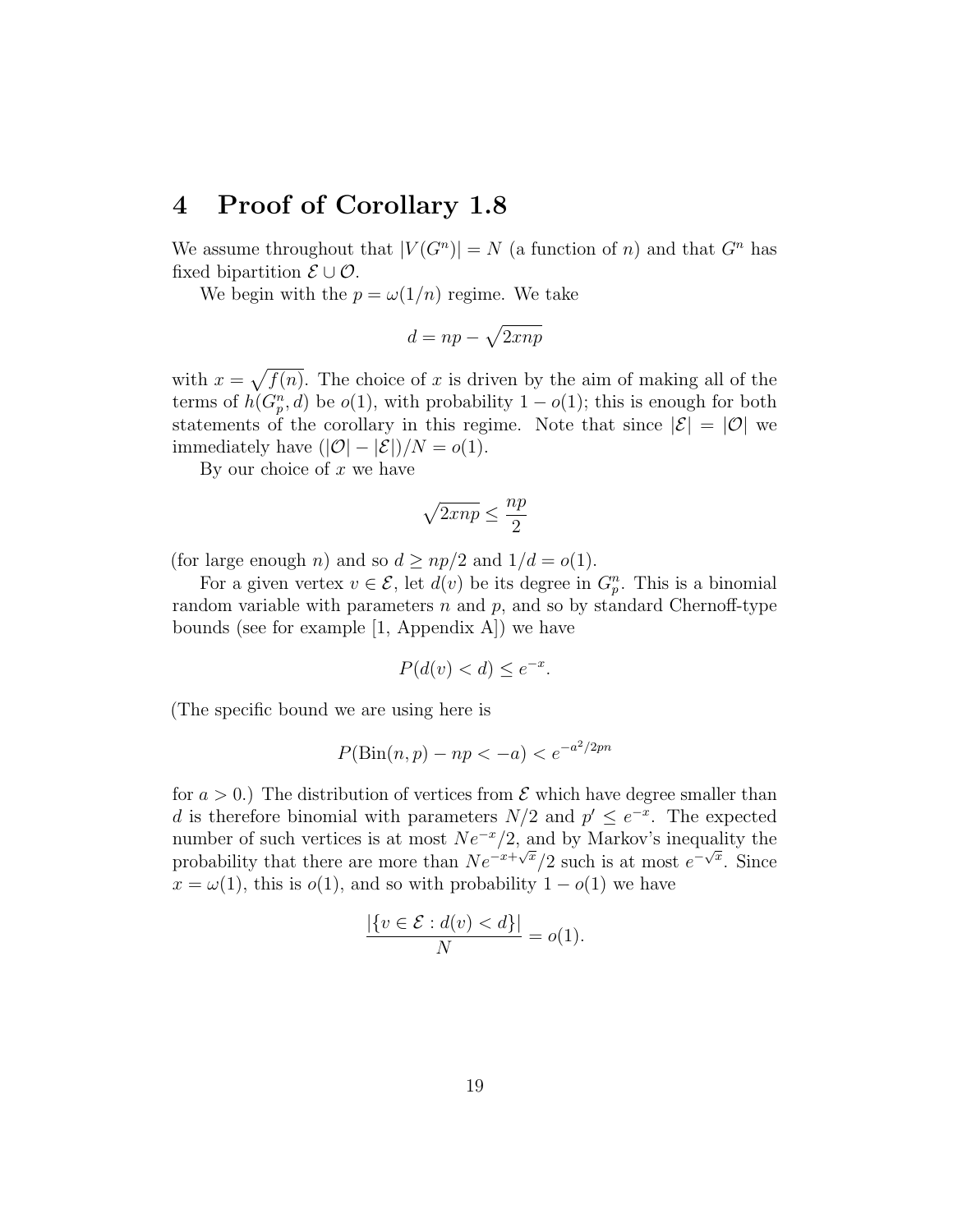# 4 Proof of Corollary 1.8

We assume throughout that $|V(G^n)| = N$ (a function of $n$) and that $G^n$ has fixed bipartition $\mathcal{E} \cup \mathcal{O}$.

We begin with the $p = \omega(1/n)$ regime. We take

$$d = np - \sqrt{2xnp}$$

with $x = \sqrt{f(n)}$. The choice of $x$ is driven by the aim of making all of the terms of $h(G_p^n, d)$ be $o(1)$, with probability $1 - o(1)$; this is enough for both statements of the corollary in this regime. Note that since $|\mathcal{E}| = |\mathcal{O}|$ we immediately have $(|\mathcal{O}| - |\mathcal{E}|)/N = o(1)$.

By our choice of $x$ we have

$$\sqrt{2xnp} \leq \frac{np}{2}$$

(for large enough $n$) and so $d \geq np/2$ and $1/d = o(1)$.

For a given vertex $v \in \mathcal{E}$, let $d(v)$ be its degree in $G_p^n$. This is a binomial random variable with parameters $n$ and $p$, and so by standard Chernoff-type bounds (see for example [1, Appendix A]) we have

$$P(d(v) < d) \leq e^{-x}.$$

(The specific bound we are using here is

$$P(\text{Bin}(n, p) - np < -a) < e^{-a^2/2pn}$$

for $a > 0$.) The distribution of vertices from $\mathcal{E}$ which have degree smaller than $d$ is therefore binomial with parameters $N/2$ and $p' \leq e^{-x}$. The expected number of such vertices is at most $Ne^{-x}/2$, and by Markov's inequality the probability that there are more than $Ne^{-x+\sqrt{x}}/2$ such is at most $e^{-\sqrt{x}}$. Since $x = \omega(1)$, this is $o(1)$, and so with probability $1 - o(1)$ we have

$$\frac{|\{v \in \mathcal{E} : d(v) < d\}|}{N} = o(1).$$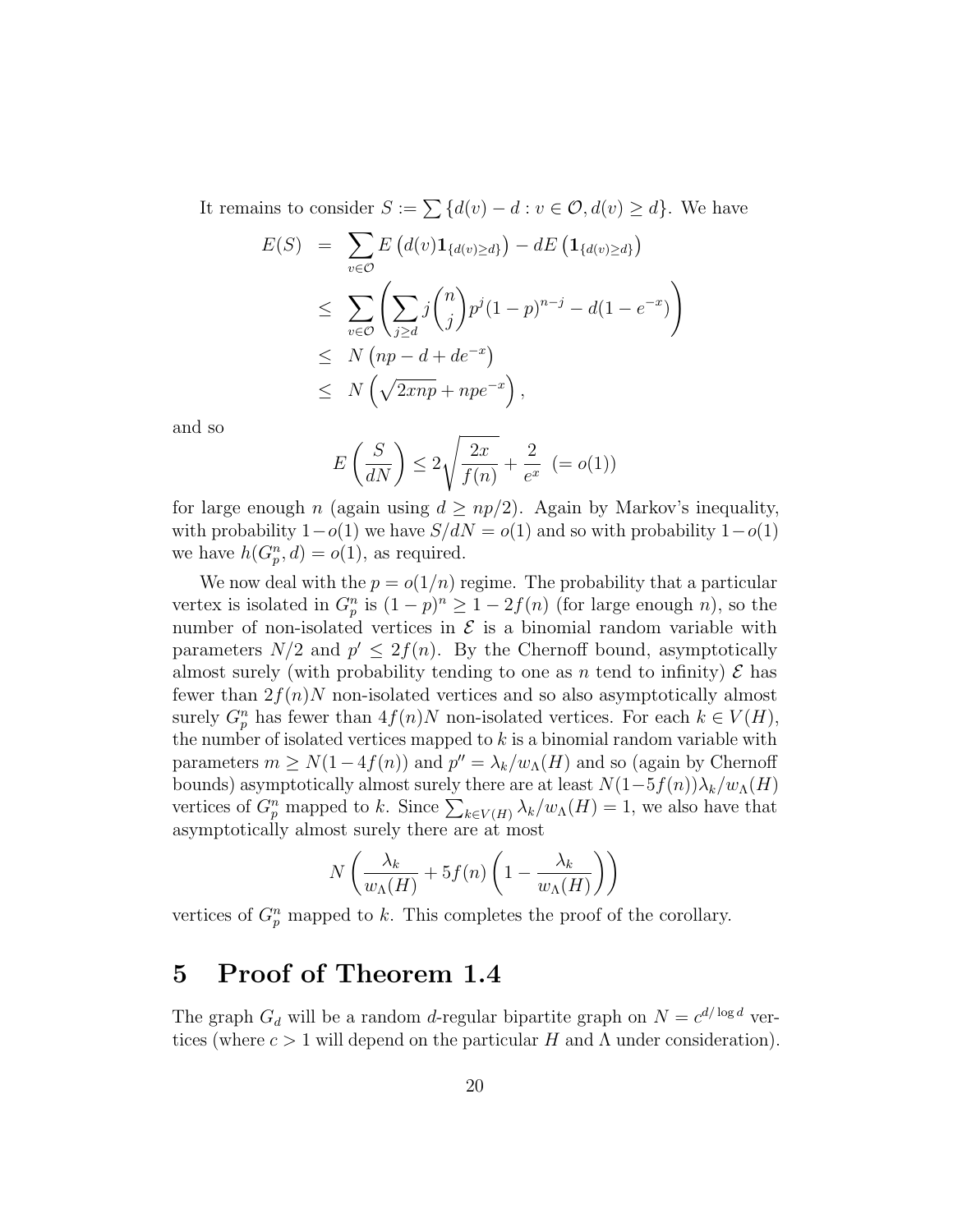It remains to consider $S := \sum \{d(v) - d : v \in \mathcal{O}, d(v) \geq d\}$. We have

$$
\begin{aligned}
E(S) &= \sum_{v \in \mathcal{O}} E\left(d(v)\mathbf{1}_{\{d(v)\geq d\}}\right) - dE\left(\mathbf{1}_{\{d(v)\geq d\}}\right) \\
&\leq \sum_{v \in \mathcal{O}} \left( \sum_{j \geq d} j \binom{n}{j} p^j (1-p)^{n-j} - d(1-e^{-x}) \right) \\
&\leq N\left(np - d + de^{-x}\right) \\
&\leq N\left(\sqrt{2xnp} + npe^{-x}\right),
\end{aligned}
$$

and so

$$
E\left(\frac{S}{dN}\right) \leq 2\sqrt{\frac{2x}{f(n)}} + \frac{2}{e^x} \ \ (= o(1))
$$

for large enough $n$ (again using $d \geq np/2$). Again by Markov's inequality, with probability $1-o(1)$ we have $S/dN = o(1)$ and so with probability $1-o(1)$ we have $h(G_p^n, d) = o(1)$, as required.

We now deal with the $p = o(1/n)$ regime. The probability that a particular vertex is isolated in $G_p^n$ is $(1-p)^n \geq 1 - 2f(n)$ (for large enough $n$), so the number of non-isolated vertices in $\mathcal{E}$ is a binomial random variable with parameters $N/2$ and $p' \leq 2f(n)$. By the Chernoff bound, asymptotically almost surely (with probability tending to one as $n$ tend to infinity) $\mathcal{E}$ has fewer than $2f(n)N$ non-isolated vertices and so also asymptotically almost surely $G_p^n$ has fewer than $4f(n)N$ non-isolated vertices. For each $k \in V(H)$, the number of isolated vertices mapped to $k$ is a binomial random variable with parameters $m \geq N(1-4f(n))$ and $p'' = \lambda_k / w_\Lambda(H)$ and so (again by Chernoff bounds) asymptotically almost surely there are at least $N(1-5f(n))\lambda_k/w_\Lambda(H)$ vertices of $G_p^n$ mapped to $k$. Since $\sum_{k \in V(H)} \lambda_k / w_\Lambda(H) = 1$, we also have that asymptotically almost surely there are at most

$$
N\left(\frac{\lambda_k}{w_\Lambda(H)} + 5f(n)\left(1 - \frac{\lambda_k}{w_\Lambda(H)}\right)\right)
$$

vertices of $G_p^n$ mapped to $k$. This completes the proof of the corollary.

# 5 Proof of Theorem 1.4

The graph $G_d$ will be a random $d$-regular bipartite graph on $N = c^{d/\log d}$ vertices (where $c > 1$ will depend on the particular $H$ and $\Lambda$ under consideration).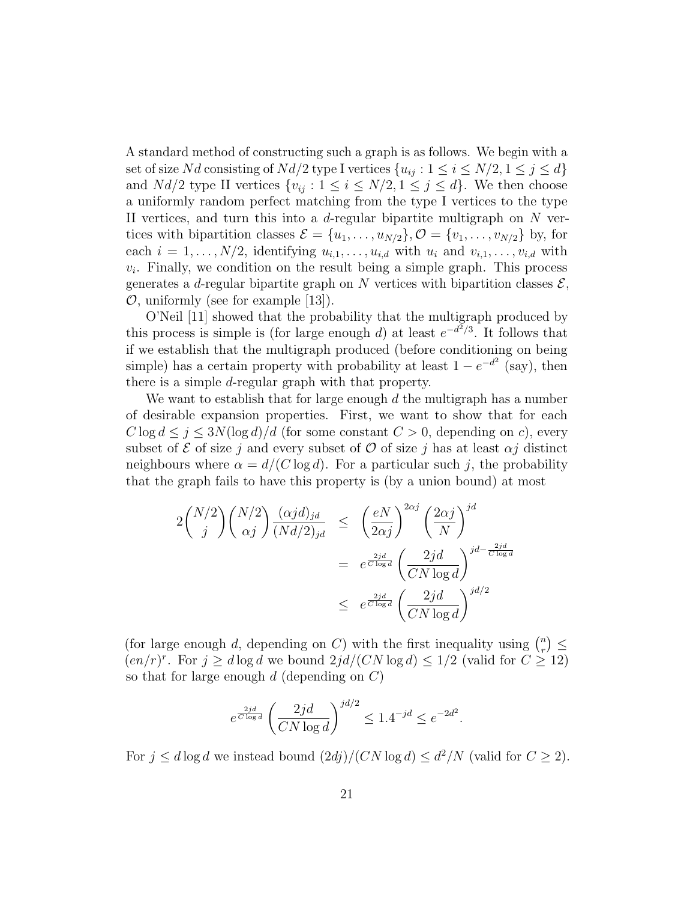A standard method of constructing such a graph is as follows. We begin with a set of size $Nd$ consisting of $Nd/2$ type I vertices $\{u_{ij} : 1 \le i \le N/2, 1 \le j \le d\}$ and $Nd/2$ type II vertices $\{v_{ij} : 1 \le i \le N/2, 1 \le j \le d\}$. We then choose a uniformly random perfect matching from the type I vertices to the type II vertices, and turn this into a $d$-regular bipartite multigraph on $N$ vertices with bipartition classes $\mathcal{E} = \{u_1, \ldots, u_{N/2}\}, \mathcal{O} = \{v_1, \ldots, v_{N/2}\}$ by, for each $i = 1, \ldots, N/2$, identifying $u_{i,1}, \ldots, u_{i,d}$ with $u_i$ and $v_{i,1}, \ldots, v_{i,d}$ with $v_i$. Finally, we condition on the result being a simple graph. This process generates a $d$-regular bipartite graph on $N$ vertices with bipartition classes $\mathcal{E}$, $\mathcal{O}$, uniformly (see for example [13]).

O'Neil [11] showed that the probability that the multigraph produced by this process is simple is (for large enough $d$) at least $e^{-d^2/3}$. It follows that if we establish that the multigraph produced (before conditioning on being simple) has a certain property with probability at least $1 - e^{-d^2}$ (say), then there is a simple $d$-regular graph with that property.

We want to establish that for large enough $d$ the multigraph has a number of desirable expansion properties. First, we want to show that for each $C \log d \le j \le 3N(\log d)/d$ (for some constant $C > 0$, depending on $c$), every subset of $\mathcal{E}$ of size $j$ and every subset of $\mathcal{O}$ of size $j$ has at least $\alpha j$ distinct neighbours where $\alpha = d/(C \log d)$. For a particular such $j$, the probability that the graph fails to have this property is (by a union bound) at most

$$
\begin{aligned}
2\binom{N/2}{j}\binom{N/2}{\alpha j}\frac{(\alpha j d)_{jd}}{(Nd/2)_{jd}} &\le \left(\frac{eN}{2\alpha j}\right)^{2\alpha j}\left(\frac{2\alpha j}{N}\right)^{jd} \\
&= e^{\frac{2jd}{C\log d}}\left(\frac{2jd}{CN\log d}\right)^{jd-\frac{2jd}{C\log d}} \\
&\le e^{\frac{2jd}{C\log d}}\left(\frac{2jd}{CN\log d}\right)^{jd/2}
\end{aligned}
$$

(for large enough $d$, depending on $C$) with the first inequality using $\binom{n}{r} \le (en/r)^r$. For $j \ge d \log d$ we bound $2jd/(CN \log d) \le 1/2$ (valid for $C \ge 12$) so that for large enough $d$ (depending on $C$)

$$
e^{\frac{2jd}{C\log d}}\left(\frac{2jd}{CN\log d}\right)^{jd/2} \le 1.4^{-jd} \le e^{-2d^2}.
$$

For $j \le d \log d$ we instead bound $(2dj)/(CN \log d) \le d^2/N$ (valid for $C \ge 2$).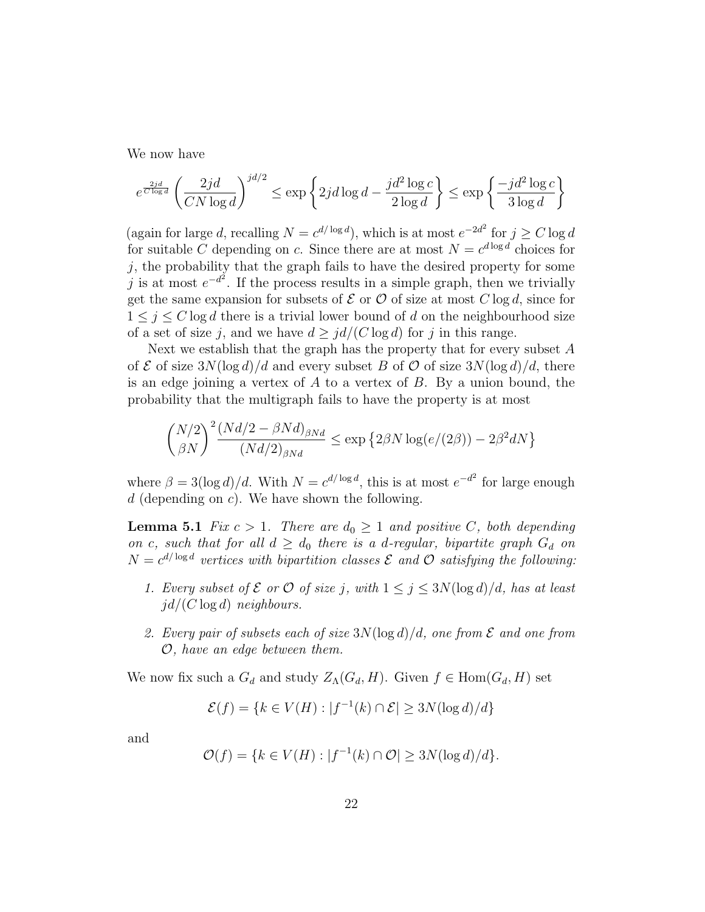We now have

$$e^{\frac{2jd}{C\log d}}\left(\frac{2jd}{CN\log d}\right)^{jd/2} \leq \exp\left\{2jd\log d - \frac{jd^2\log c}{2\log d}\right\} \leq \exp\left\{\frac{-jd^2\log c}{3\log d}\right\}$$

(again for large $d$, recalling $N = c^{d/\log d}$), which is at most $e^{-2d^2}$ for $j \geq C\log d$ for suitable $C$ depending on $c$. Since there are at most $N = c^{d\log d}$ choices for $j$, the probability that the graph fails to have the desired property for some $j$ is at most $e^{-d^2}$. If the process results in a simple graph, then we trivially get the same expansion for subsets of $\mathcal{E}$ or $\mathcal{O}$ of size at most $C\log d$, since for $1 \leq j \leq C\log d$ there is a trivial lower bound of $d$ on the neighbourhood size of a set of size $j$, and we have $d \geq jd/(C\log d)$ for $j$ in this range.

Next we establish that the graph has the property that for every subset $A$ of $\mathcal{E}$ of size $3N(\log d)/d$ and every subset $B$ of $\mathcal{O}$ of size $3N(\log d)/d$, there is an edge joining a vertex of $A$ to a vertex of $B$. By a union bound, the probability that the multigraph fails to have the property is at most

$$\binom{N/2}{\beta N}^2 \frac{(Nd/2 - \beta Nd)_{\beta Nd}}{(Nd/2)_{\beta Nd}} \leq \exp\left\{2\beta N\log(e/(2\beta)) - 2\beta^2 dN\right\}$$

where $\beta = 3(\log d)/d$. With $N = c^{d/\log d}$, this is at most $e^{-d^2}$ for large enough $d$ (depending on $c$). We have shown the following.

**Lemma 5.1** *Fix $c > 1$. There are $d_0 \geq 1$ and positive $C$, both depending on $c$, such that for all $d \geq d_0$ there is a $d$-regular, bipartite graph $G_d$ on $N = c^{d/\log d}$ vertices with bipartition classes $\mathcal{E}$ and $\mathcal{O}$ satisfying the following:*

1. *Every subset of $\mathcal{E}$ or $\mathcal{O}$ of size $j$, with $1 \leq j \leq 3N(\log d)/d$, has at least $jd/(C\log d)$ neighbours.*
2. *Every pair of subsets each of size $3N(\log d)/d$, one from $\mathcal{E}$ and one from $\mathcal{O}$, have an edge between them.*

We now fix such a $G_d$ and study $Z_\Lambda(G_d, H)$. Given $f \in \mathrm{Hom}(G_d, H)$ set

$$\mathcal{E}(f) = \{k \in V(H) : |f^{-1}(k) \cap \mathcal{E}| \geq 3N(\log d)/d\}$$

and

$$\mathcal{O}(f) = \{k \in V(H) : |f^{-1}(k) \cap \mathcal{O}| \geq 3N(\log d)/d\}.$$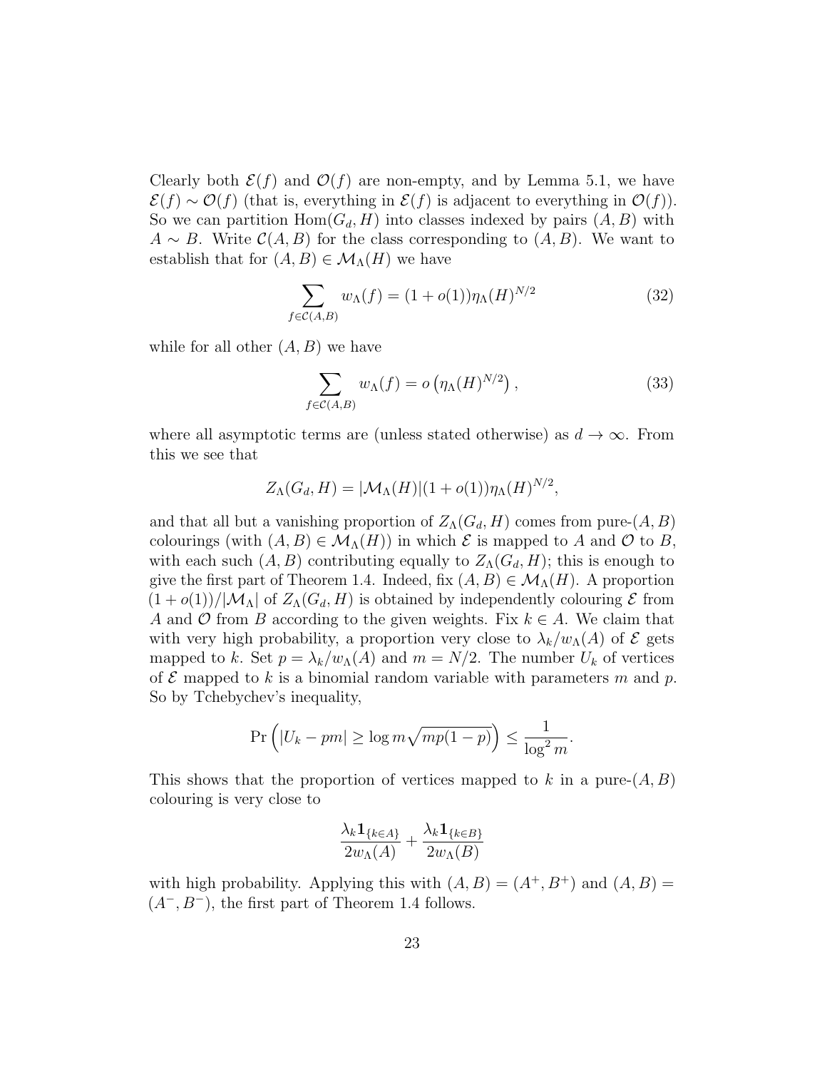Clearly both $\mathcal{E}(f)$ and $\mathcal{O}(f)$ are non-empty, and by Lemma 5.1, we have $\mathcal{E}(f) \sim \mathcal{O}(f)$ (that is, everything in $\mathcal{E}(f)$ is adjacent to everything in $\mathcal{O}(f)$). So we can partition $\text{Hom}(G_d, H)$ into classes indexed by pairs $(A, B)$ with $A \sim B$. Write $\mathcal{C}(A, B)$ for the class corresponding to $(A, B)$. We want to establish that for $(A, B) \in \mathcal{M}_\Lambda(H)$ we have

$$\sum_{f \in \mathcal{C}(A,B)} w_\Lambda(f) = (1 + o(1))\eta_\Lambda(H)^{N/2} \tag{32}$$

while for all other $(A, B)$ we have

$$\sum_{f \in \mathcal{C}(A,B)} w_\Lambda(f) = o\left(\eta_\Lambda(H)^{N/2}\right), \tag{33}$$

where all asymptotic terms are (unless stated otherwise) as $d \to \infty$. From this we see that

$$Z_\Lambda(G_d, H) = |\mathcal{M}_\Lambda(H)|(1 + o(1))\eta_\Lambda(H)^{N/2},$$

and that all but a vanishing proportion of $Z_\Lambda(G_d, H)$ comes from pure-$(A, B)$ colourings (with $(A, B) \in \mathcal{M}_\Lambda(H)$) in which $\mathcal{E}$ is mapped to $A$ and $\mathcal{O}$ to $B$, with each such $(A, B)$ contributing equally to $Z_\Lambda(G_d, H)$; this is enough to give the first part of Theorem 1.4. Indeed, fix $(A, B) \in \mathcal{M}_\Lambda(H)$. A proportion $(1 + o(1))/|\mathcal{M}_\Lambda|$ of $Z_\Lambda(G_d, H)$ is obtained by independently colouring $\mathcal{E}$ from $A$ and $\mathcal{O}$ from $B$ according to the given weights. Fix $k \in A$. We claim that with very high probability, a proportion very close to $\lambda_k/w_\Lambda(A)$ of $\mathcal{E}$ gets mapped to $k$. Set $p = \lambda_k/w_\Lambda(A)$ and $m = N/2$. The number $U_k$ of vertices of $\mathcal{E}$ mapped to $k$ is a binomial random variable with parameters $m$ and $p$. So by Tchebychev's inequality,

$$\Pr\left(|U_k - pm| \geq \log m\sqrt{mp(1-p)}\right) \leq \frac{1}{\log^2 m}.$$

This shows that the proportion of vertices mapped to $k$ in a pure-$(A, B)$ colouring is very close to

$$\frac{\lambda_k \mathbf{1}_{\{k \in A\}}}{2w_\Lambda(A)} + \frac{\lambda_k \mathbf{1}_{\{k \in B\}}}{2w_\Lambda(B)}$$

with high probability. Applying this with $(A, B) = (A^+, B^+)$ and $(A, B) = (A^-, B^-)$, the first part of Theorem 1.4 follows.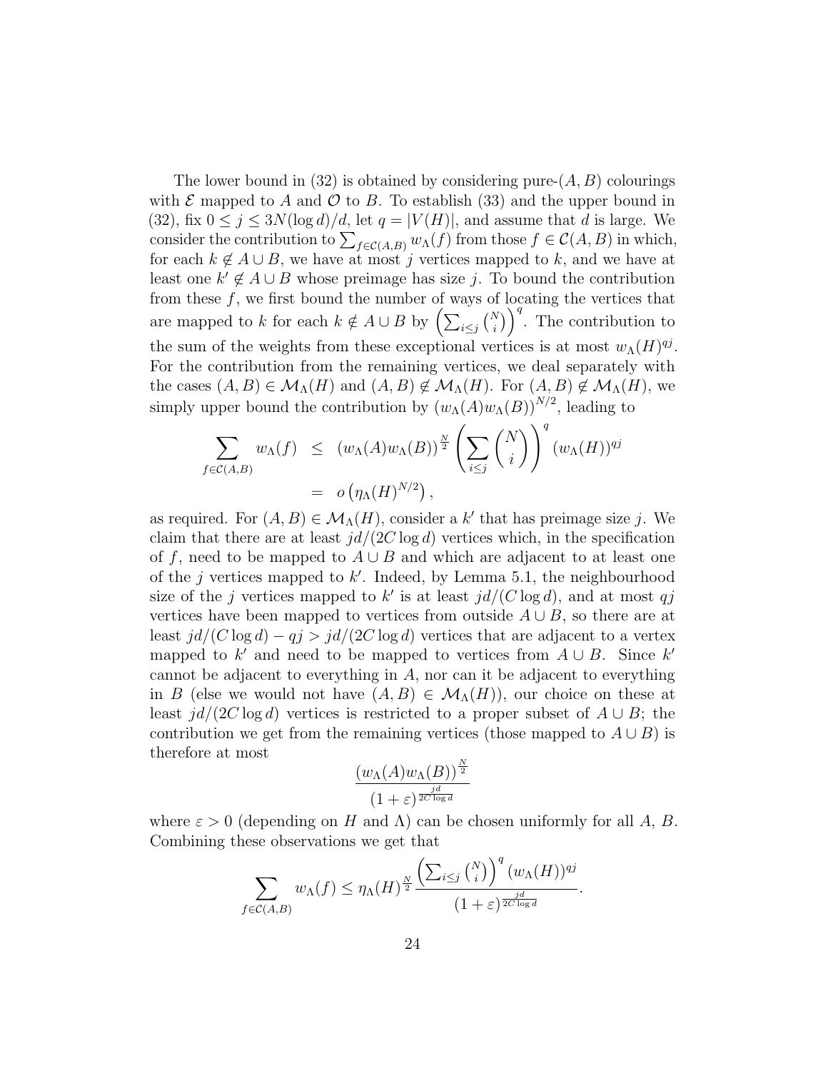The lower bound in (32) is obtained by considering pure-$(A, B)$ colourings with $\mathcal{E}$ mapped to $A$ and $\mathcal{O}$ to $B$. To establish (33) and the upper bound in (32), fix $0 \leq j \leq 3N(\log d)/d$, let $q = |V(H)|$, and assume that $d$ is large. We consider the contribution to $\sum_{f \in \mathcal{C}(A,B)} w_\Lambda(f)$ from those $f \in \mathcal{C}(A, B)$ in which, for each $k \notin A \cup B$, we have at most $j$ vertices mapped to $k$, and we have at least one $k' \notin A \cup B$ whose preimage has size $j$. To bound the contribution from these $f$, we first bound the number of ways of locating the vertices that are mapped to $k$ for each $k \notin A \cup B$ by $\left(\sum_{i \leq j} \binom{N}{i}\right)^q$. The contribution to the sum of the weights from these exceptional vertices is at most $w_\Lambda(H)^{qj}$. For the contribution from the remaining vertices, we deal separately with the cases $(A, B) \in \mathcal{M}_\Lambda(H)$ and $(A, B) \notin \mathcal{M}_\Lambda(H)$. For $(A, B) \notin \mathcal{M}_\Lambda(H)$, we simply upper bound the contribution by $(w_\Lambda(A) w_\Lambda(B))^{N/2}$, leading to

$$
\begin{aligned}
\sum_{f \in \mathcal{C}(A,B)} w_\Lambda(f) &\leq (w_\Lambda(A) w_\Lambda(B))^{\frac{N}{2}} \left(\sum_{i \leq j} \binom{N}{i}\right)^q (w_\Lambda(H))^{qj} \\
&= o\left(\eta_\Lambda(H)^{N/2}\right),
\end{aligned}
$$

as required. For $(A, B) \in \mathcal{M}_\Lambda(H)$, consider a $k'$ that has preimage size $j$. We claim that there are at least $jd/(2C \log d)$ vertices which, in the specification of $f$, need to be mapped to $A \cup B$ and which are adjacent to at least one of the $j$ vertices mapped to $k'$. Indeed, by Lemma 5.1, the neighbourhood size of the $j$ vertices mapped to $k'$ is at least $jd/(C \log d)$, and at most $qj$ vertices have been mapped to vertices from outside $A \cup B$, so there are at least $jd/(C \log d) - qj > jd/(2C \log d)$ vertices that are adjacent to a vertex mapped to $k'$ and need to be mapped to vertices from $A \cup B$. Since $k'$ cannot be adjacent to everything in $A$, nor can it be adjacent to everything in $B$ (else we would not have $(A, B) \in \mathcal{M}_\Lambda(H)$), our choice on these at least $jd/(2C \log d)$ vertices is restricted to a proper subset of $A \cup B$; the contribution we get from the remaining vertices (those mapped to $A \cup B$) is therefore at most

$$
\frac{(w_\Lambda(A) w_\Lambda(B))^{\frac{N}{2}}}{(1 + \varepsilon)^{\frac{jd}{2C \log d}}}
$$

where $\varepsilon > 0$ (depending on $H$ and $\Lambda$) can be chosen uniformly for all $A$, $B$. Combining these observations we get that

$$
\sum_{f \in \mathcal{C}(A,B)} w_\Lambda(f) \leq \eta_\Lambda(H)^{\frac{N}{2}} \frac{\left(\sum_{i \leq j} \binom{N}{i}\right)^q (w_\Lambda(H))^{qj}}{(1 + \varepsilon)^{\frac{jd}{2C \log d}}}.
$$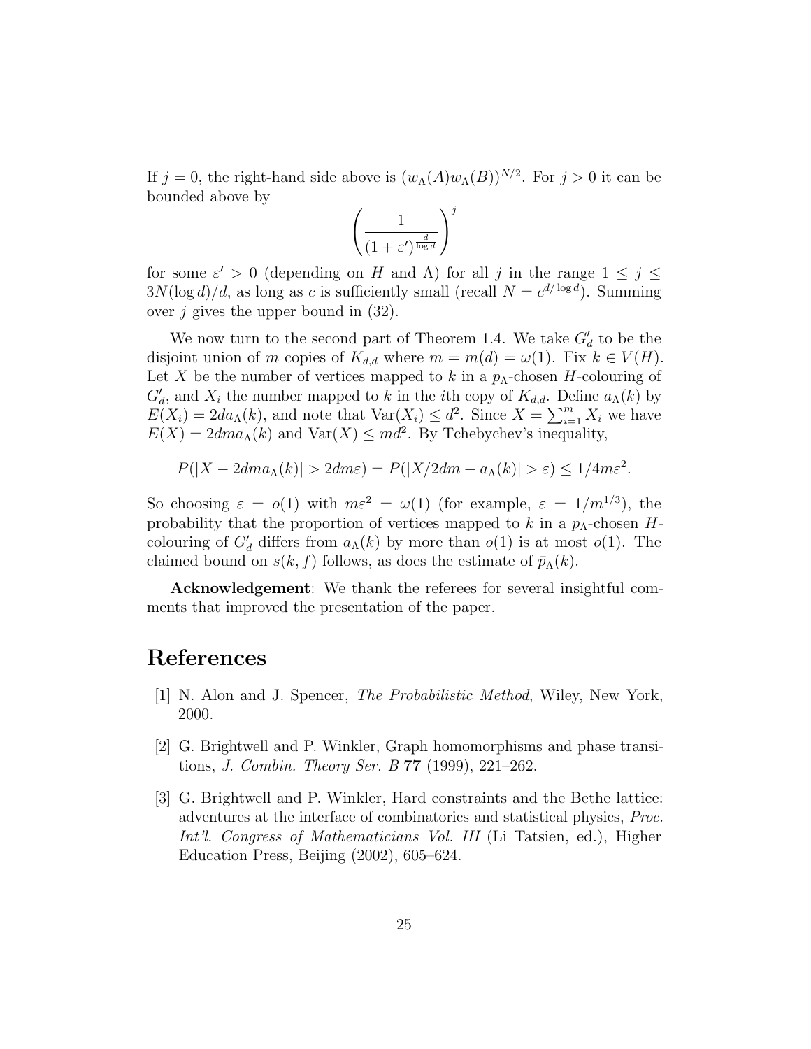If $j = 0$, the right-hand side above is $(w_\Lambda(A)w_\Lambda(B))^{N/2}$. For $j > 0$ it can be bounded above by

$$\left(\frac{1}{(1+\varepsilon')^{\frac{d}{\log d}}}\right)^j$$

for some $\varepsilon' > 0$ (depending on $H$ and $\Lambda$) for all $j$ in the range $1 \leq j \leq 3N(\log d)/d$, as long as $c$ is sufficiently small (recall $N = c^{d/\log d}$). Summing over $j$ gives the upper bound in (32).

We now turn to the second part of Theorem 1.4. We take $G'_d$ to be the disjoint union of $m$ copies of $K_{d,d}$ where $m = m(d) = \omega(1)$. Fix $k \in V(H)$. Let $X$ be the number of vertices mapped to $k$ in a $p_\Lambda$-chosen $H$-colouring of $G'_d$, and $X_i$ the number mapped to $k$ in the $i$th copy of $K_{d,d}$. Define $a_\Lambda(k)$ by $E(X_i) = 2da_\Lambda(k)$, and note that $\text{Var}(X_i) \leq d^2$. Since $X = \sum_{i=1}^m X_i$ we have $E(X) = 2dma_\Lambda(k)$ and $\text{Var}(X) \leq md^2$. By Tchebychev's inequality,

$$P(|X - 2dma_\Lambda(k)| > 2dm\varepsilon) = P(|X/2dm - a_\Lambda(k)| > \varepsilon) \leq 1/4m\varepsilon^2.$$

So choosing $\varepsilon = o(1)$ with $m\varepsilon^2 = \omega(1)$ (for example, $\varepsilon = 1/m^{1/3}$), the probability that the proportion of vertices mapped to $k$ in a $p_\Lambda$-chosen $H$-colouring of $G'_d$ differs from $a_\Lambda(k)$ by more than $o(1)$ is at most $o(1)$. The claimed bound on $s(k, f)$ follows, as does the estimate of $\bar{p}_\Lambda(k)$.

**Acknowledgement**: We thank the referees for several insightful comments that improved the presentation of the paper.

# References

[1] N. Alon and J. Spencer, *The Probabilistic Method*, Wiley, New York, 2000.

[2] G. Brightwell and P. Winkler, Graph homomorphisms and phase transitions, *J. Combin. Theory Ser. B* **77** (1999), 221–262.

[3] G. Brightwell and P. Winkler, Hard constraints and the Bethe lattice: adventures at the interface of combinatorics and statistical physics, *Proc. Int'l. Congress of Mathematicians Vol. III* (Li Tatsien, ed.), Higher Education Press, Beijing (2002), 605–624.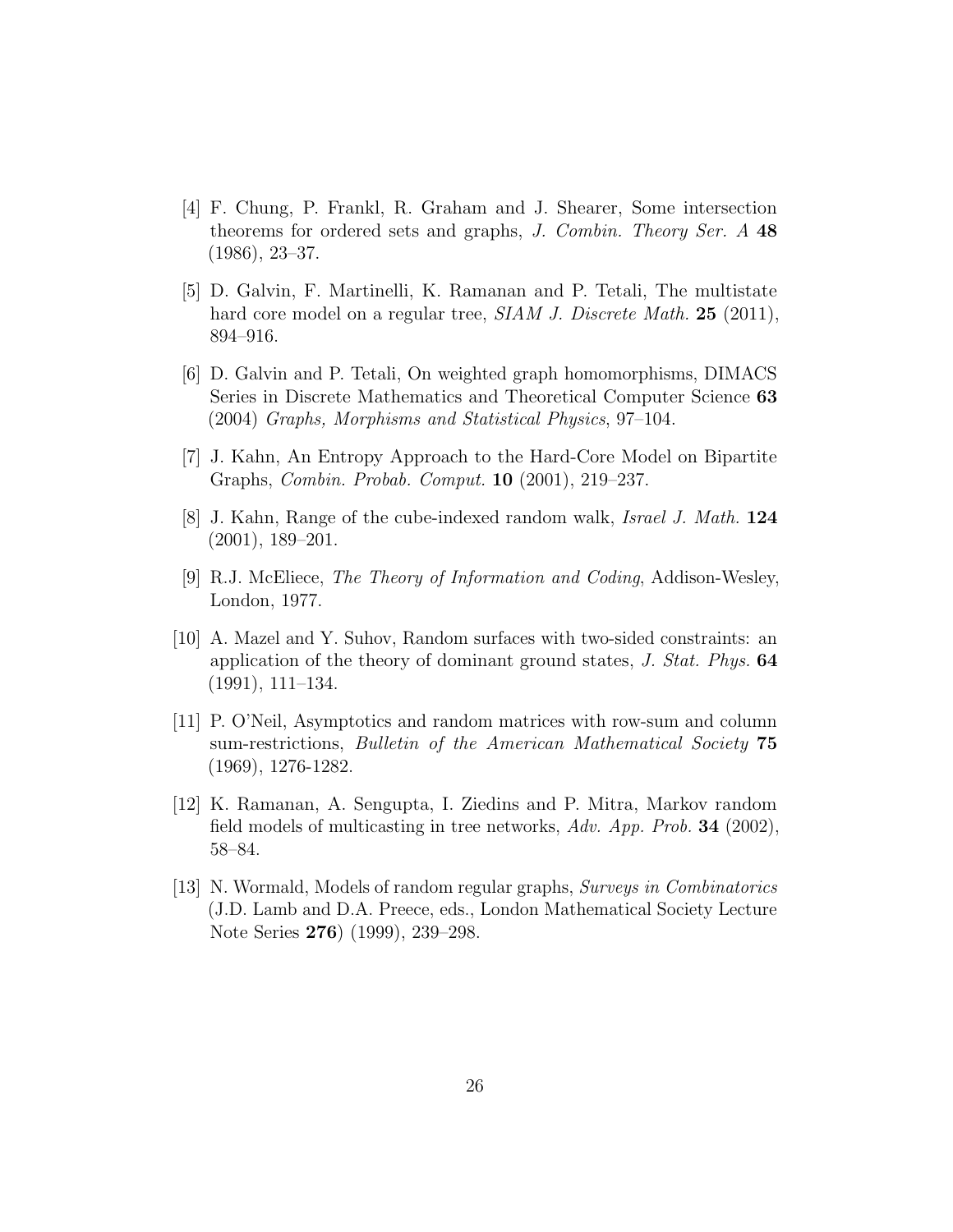[4] F. Chung, P. Frankl, R. Graham and J. Shearer, Some intersection theorems for ordered sets and graphs, *J. Combin. Theory Ser. A* **48** (1986), 23–37.

[5] D. Galvin, F. Martinelli, K. Ramanan and P. Tetali, The multistate hard core model on a regular tree, *SIAM J. Discrete Math.* **25** (2011), 894–916.

[6] D. Galvin and P. Tetali, On weighted graph homomorphisms, DIMACS Series in Discrete Mathematics and Theoretical Computer Science **63** (2004) *Graphs, Morphisms and Statistical Physics*, 97–104.

[7] J. Kahn, An Entropy Approach to the Hard-Core Model on Bipartite Graphs, *Combin. Probab. Comput.* **10** (2001), 219–237.

[8] J. Kahn, Range of the cube-indexed random walk, *Israel J. Math.* **124** (2001), 189–201.

[9] R.J. McEliece, *The Theory of Information and Coding*, Addison-Wesley, London, 1977.

[10] A. Mazel and Y. Suhov, Random surfaces with two-sided constraints: an application of the theory of dominant ground states, *J. Stat. Phys.* **64** (1991), 111–134.

[11] P. O'Neil, Asymptotics and random matrices with row-sum and column sum-restrictions, *Bulletin of the American Mathematical Society* **75** (1969), 1276-1282.

[12] K. Ramanan, A. Sengupta, I. Ziedins and P. Mitra, Markov random field models of multicasting in tree networks, *Adv. App. Prob.* **34** (2002), 58–84.

[13] N. Wormald, Models of random regular graphs, *Surveys in Combinatorics* (J.D. Lamb and D.A. Preece, eds., London Mathematical Society Lecture Note Series **276**) (1999), 239–298.